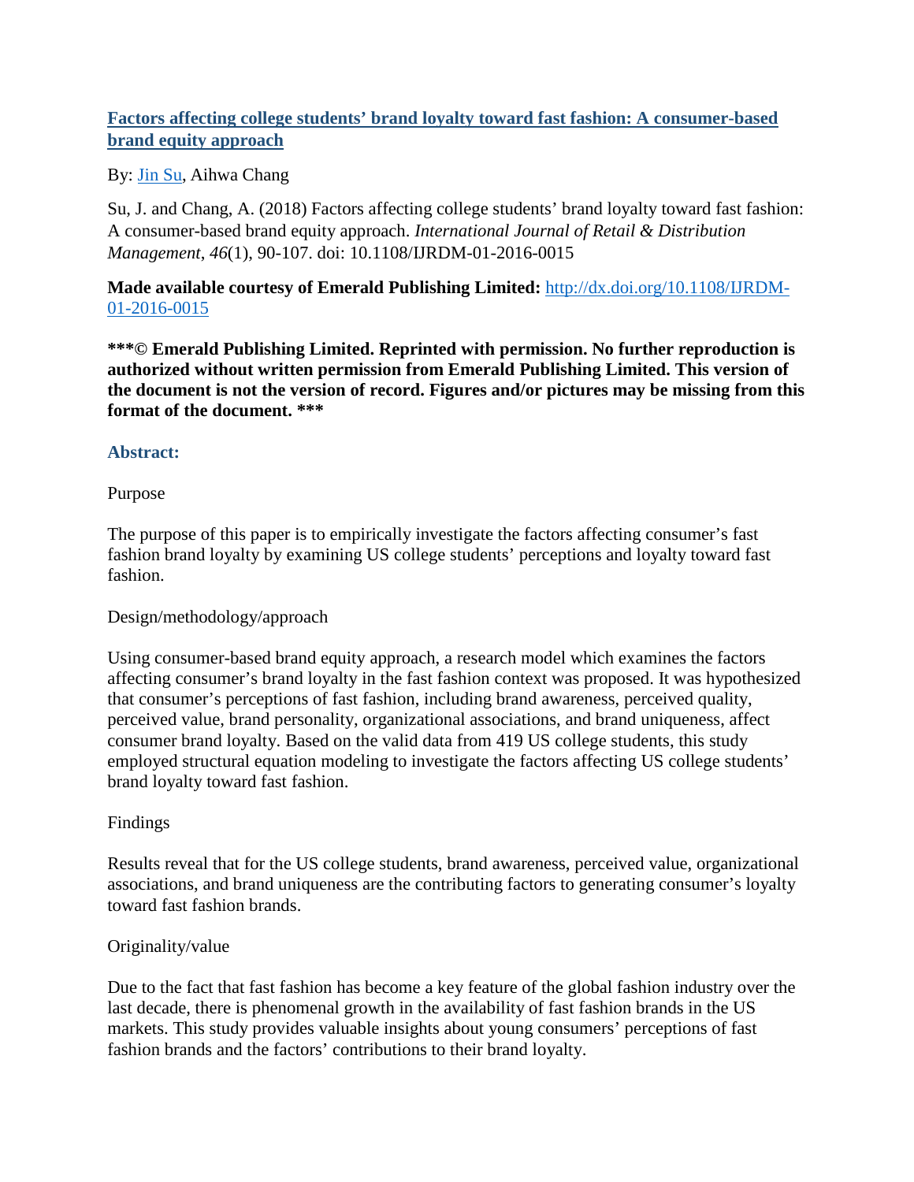# [Factors affecting college students' brand loyalty toward fast fashion: A consumer-based brand equity approach](#)

By: [Jin Su](#), Aihwa Chang

Su, J. and Chang, A. (2018) Factors affecting college students' brand loyalty toward fast fashion: A consumer-based brand equity approach. *International Journal of Retail & Distribution Management*, *46*(1), 90-107. doi: 10.1108/IJRDM-01-2016-0015

**Made available courtesy of Emerald Publishing Limited:** [http://dx.doi.org/10.1108/IJRDM-01-2016-0015](http://dx.doi.org/10.1108/IJRDM-01-2016-0015)

**\*\*\*© Emerald Publishing Limited. Reprinted with permission. No further reproduction is authorized without written permission from Emerald Publishing Limited. This version of the document is not the version of record. Figures and/or pictures may be missing from this format of the document. \*\*\***

## Abstract:

Purpose

The purpose of this paper is to empirically investigate the factors affecting consumer's fast fashion brand loyalty by examining US college students' perceptions and loyalty toward fast fashion.

Design/methodology/approach

Using consumer-based brand equity approach, a research model which examines the factors affecting consumer's brand loyalty in the fast fashion context was proposed. It was hypothesized that consumer's perceptions of fast fashion, including brand awareness, perceived quality, perceived value, brand personality, organizational associations, and brand uniqueness, affect consumer brand loyalty. Based on the valid data from 419 US college students, this study employed structural equation modeling to investigate the factors affecting US college students' brand loyalty toward fast fashion.

Findings

Results reveal that for the US college students, brand awareness, perceived value, organizational associations, and brand uniqueness are the contributing factors to generating consumer's loyalty toward fast fashion brands.

Originality/value

Due to the fact that fast fashion has become a key feature of the global fashion industry over the last decade, there is phenomenal growth in the availability of fast fashion brands in the US markets. This study provides valuable insights about young consumers' perceptions of fast fashion brands and the factors' contributions to their brand loyalty.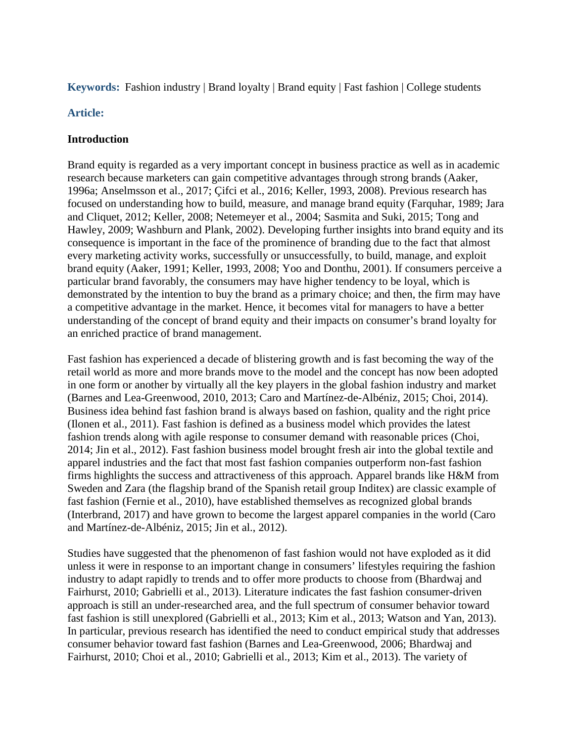**Keywords:** Fashion industry | Brand loyalty | Brand equity | Fast fashion | College students

**Article:**

## Introduction

Brand equity is regarded as a very important concept in business practice as well as in academic research because marketers can gain competitive advantages through strong brands (Aaker, 1996a; Anselmsson et al., 2017; Çifci et al., 2016; Keller, 1993, 2008). Previous research has focused on understanding how to build, measure, and manage brand equity (Farquhar, 1989; Jara and Cliquet, 2012; Keller, 2008; Netemeyer et al., 2004; Sasmita and Suki, 2015; Tong and Hawley, 2009; Washburn and Plank, 2002). Developing further insights into brand equity and its consequence is important in the face of the prominence of branding due to the fact that almost every marketing activity works, successfully or unsuccessfully, to build, manage, and exploit brand equity (Aaker, 1991; Keller, 1993, 2008; Yoo and Donthu, 2001). If consumers perceive a particular brand favorably, the consumers may have higher tendency to be loyal, which is demonstrated by the intention to buy the brand as a primary choice; and then, the firm may have a competitive advantage in the market. Hence, it becomes vital for managers to have a better understanding of the concept of brand equity and their impacts on consumer's brand loyalty for an enriched practice of brand management.

Fast fashion has experienced a decade of blistering growth and is fast becoming the way of the retail world as more and more brands move to the model and the concept has now been adopted in one form or another by virtually all the key players in the global fashion industry and market (Barnes and Lea-Greenwood, 2010, 2013; Caro and Martínez-de-Albéniz, 2015; Choi, 2014). Business idea behind fast fashion brand is always based on fashion, quality and the right price (Ilonen et al., 2011). Fast fashion is defined as a business model which provides the latest fashion trends along with agile response to consumer demand with reasonable prices (Choi, 2014; Jin et al., 2012). Fast fashion business model brought fresh air into the global textile and apparel industries and the fact that most fast fashion companies outperform non-fast fashion firms highlights the success and attractiveness of this approach. Apparel brands like H&M from Sweden and Zara (the flagship brand of the Spanish retail group Inditex) are classic example of fast fashion (Fernie et al., 2010), have established themselves as recognized global brands (Interbrand, 2017) and have grown to become the largest apparel companies in the world (Caro and Martínez-de-Albéniz, 2015; Jin et al., 2012).

Studies have suggested that the phenomenon of fast fashion would not have exploded as it did unless it were in response to an important change in consumers' lifestyles requiring the fashion industry to adapt rapidly to trends and to offer more products to choose from (Bhardwaj and Fairhurst, 2010; Gabrielli et al., 2013). Literature indicates the fast fashion consumer-driven approach is still an under-researched area, and the full spectrum of consumer behavior toward fast fashion is still unexplored (Gabrielli et al., 2013; Kim et al., 2013; Watson and Yan, 2013). In particular, previous research has identified the need to conduct empirical study that addresses consumer behavior toward fast fashion (Barnes and Lea-Greenwood, 2006; Bhardwaj and Fairhurst, 2010; Choi et al., 2010; Gabrielli et al., 2013; Kim et al., 2013). The variety of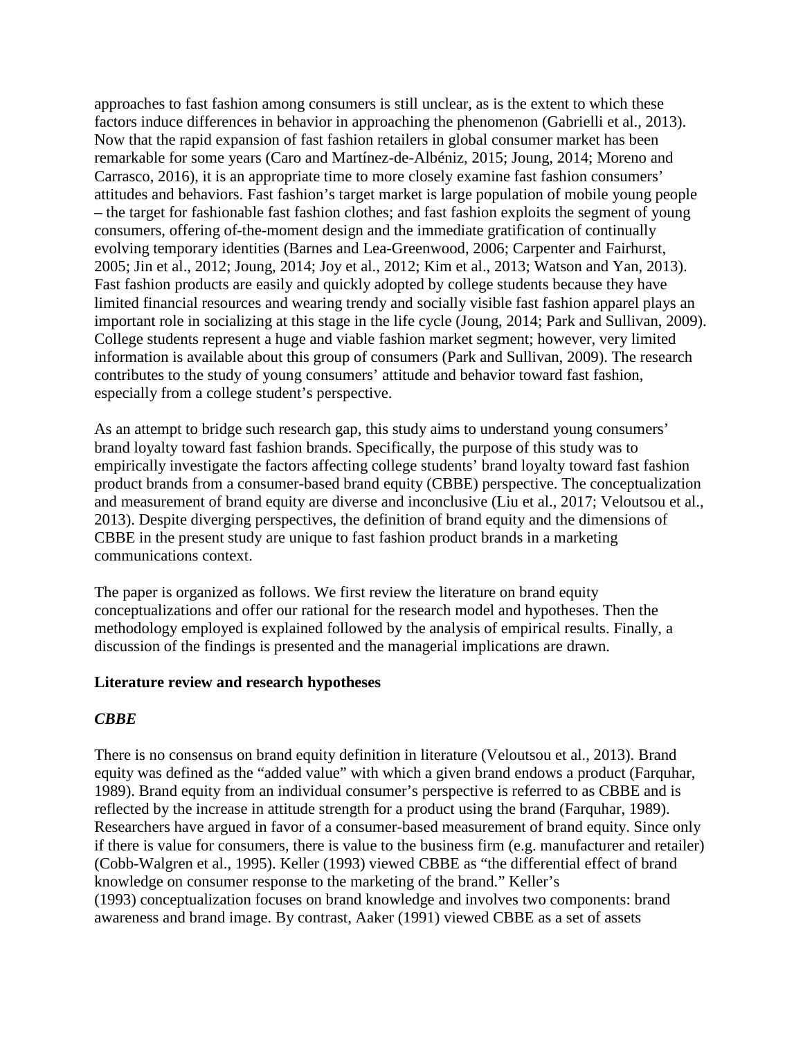approaches to fast fashion among consumers is still unclear, as is the extent to which these factors induce differences in behavior in approaching the phenomenon (Gabrielli et al., 2013). Now that the rapid expansion of fast fashion retailers in global consumer market has been remarkable for some years (Caro and Martínez-de-Albéniz, 2015; Joung, 2014; Moreno and Carrasco, 2016), it is an appropriate time to more closely examine fast fashion consumers' attitudes and behaviors. Fast fashion's target market is large population of mobile young people – the target for fashionable fast fashion clothes; and fast fashion exploits the segment of young consumers, offering of-the-moment design and the immediate gratification of continually evolving temporary identities (Barnes and Lea-Greenwood, 2006; Carpenter and Fairhurst, 2005; Jin et al., 2012; Joung, 2014; Joy et al., 2012; Kim et al., 2013; Watson and Yan, 2013). Fast fashion products are easily and quickly adopted by college students because they have limited financial resources and wearing trendy and socially visible fast fashion apparel plays an important role in socializing at this stage in the life cycle (Joung, 2014; Park and Sullivan, 2009). College students represent a huge and viable fashion market segment; however, very limited information is available about this group of consumers (Park and Sullivan, 2009). The research contributes to the study of young consumers' attitude and behavior toward fast fashion, especially from a college student's perspective.

As an attempt to bridge such research gap, this study aims to understand young consumers' brand loyalty toward fast fashion brands. Specifically, the purpose of this study was to empirically investigate the factors affecting college students' brand loyalty toward fast fashion product brands from a consumer-based brand equity (CBBE) perspective. The conceptualization and measurement of brand equity are diverse and inconclusive (Liu et al., 2017; Veloutsou et al., 2013). Despite diverging perspectives, the definition of brand equity and the dimensions of CBBE in the present study are unique to fast fashion product brands in a marketing communications context.

The paper is organized as follows. We first review the literature on brand equity conceptualizations and offer our rational for the research model and hypotheses. Then the methodology employed is explained followed by the analysis of empirical results. Finally, a discussion of the findings is presented and the managerial implications are drawn.

## Literature review and research hypotheses

### *CBBE*

There is no consensus on brand equity definition in literature (Veloutsou et al., 2013). Brand equity was defined as the "added value" with which a given brand endows a product (Farquhar, 1989). Brand equity from an individual consumer's perspective is referred to as CBBE and is reflected by the increase in attitude strength for a product using the brand (Farquhar, 1989). Researchers have argued in favor of a consumer-based measurement of brand equity. Since only if there is value for consumers, there is value to the business firm (e.g. manufacturer and retailer) (Cobb-Walgren et al., 1995). Keller (1993) viewed CBBE as "the differential effect of brand knowledge on consumer response to the marketing of the brand." Keller's (1993) conceptualization focuses on brand knowledge and involves two components: brand awareness and brand image. By contrast, Aaker (1991) viewed CBBE as a set of assets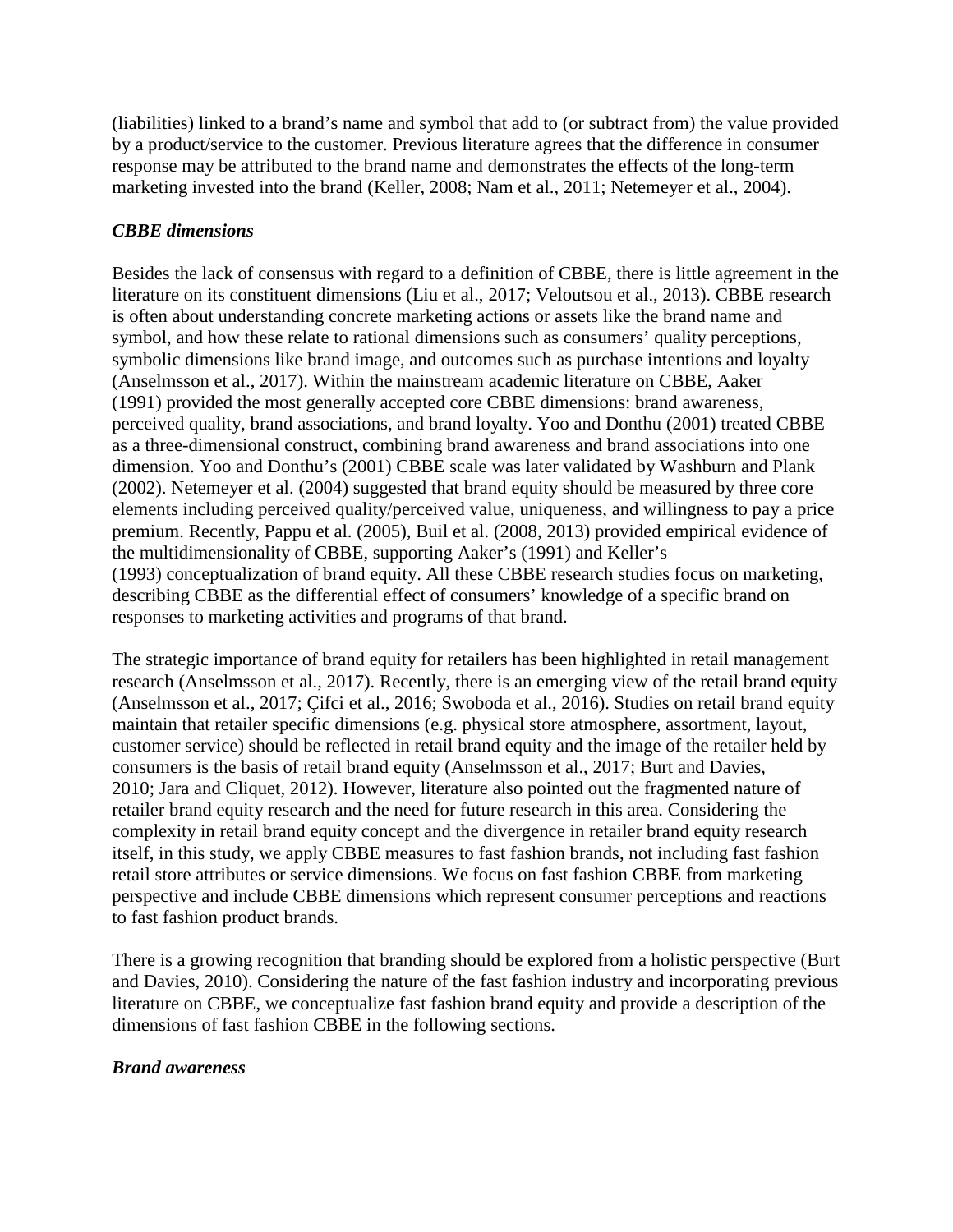(liabilities) linked to a brand's name and symbol that add to (or subtract from) the value provided by a product/service to the customer. Previous literature agrees that the difference in consumer response may be attributed to the brand name and demonstrates the effects of the long-term marketing invested into the brand (Keller, 2008; Nam et al., 2011; Netemeyer et al., 2004).

### *CBBE dimensions*

Besides the lack of consensus with regard to a definition of CBBE, there is little agreement in the literature on its constituent dimensions (Liu et al., 2017; Veloutsou et al., 2013). CBBE research is often about understanding concrete marketing actions or assets like the brand name and symbol, and how these relate to rational dimensions such as consumers' quality perceptions, symbolic dimensions like brand image, and outcomes such as purchase intentions and loyalty (Anselmsson et al., 2017). Within the mainstream academic literature on CBBE, Aaker (1991) provided the most generally accepted core CBBE dimensions: brand awareness, perceived quality, brand associations, and brand loyalty. Yoo and Donthu (2001) treated CBBE as a three-dimensional construct, combining brand awareness and brand associations into one dimension. Yoo and Donthu's (2001) CBBE scale was later validated by Washburn and Plank (2002). Netemeyer et al. (2004) suggested that brand equity should be measured by three core elements including perceived quality/perceived value, uniqueness, and willingness to pay a price premium. Recently, Pappu et al. (2005), Buil et al. (2008, 2013) provided empirical evidence of the multidimensionality of CBBE, supporting Aaker's (1991) and Keller's (1993) conceptualization of brand equity. All these CBBE research studies focus on marketing, describing CBBE as the differential effect of consumers' knowledge of a specific brand on responses to marketing activities and programs of that brand.

The strategic importance of brand equity for retailers has been highlighted in retail management research (Anselmsson et al., 2017). Recently, there is an emerging view of the retail brand equity (Anselmsson et al., 2017; Çifci et al., 2016; Swoboda et al., 2016). Studies on retail brand equity maintain that retailer specific dimensions (e.g. physical store atmosphere, assortment, layout, customer service) should be reflected in retail brand equity and the image of the retailer held by consumers is the basis of retail brand equity (Anselmsson et al., 2017; Burt and Davies, 2010; Jara and Cliquet, 2012). However, literature also pointed out the fragmented nature of retailer brand equity research and the need for future research in this area. Considering the complexity in retail brand equity concept and the divergence in retailer brand equity research itself, in this study, we apply CBBE measures to fast fashion brands, not including fast fashion retail store attributes or service dimensions. We focus on fast fashion CBBE from marketing perspective and include CBBE dimensions which represent consumer perceptions and reactions to fast fashion product brands.

There is a growing recognition that branding should be explored from a holistic perspective (Burt and Davies, 2010). Considering the nature of the fast fashion industry and incorporating previous literature on CBBE, we conceptualize fast fashion brand equity and provide a description of the dimensions of fast fashion CBBE in the following sections.

### *Brand awareness*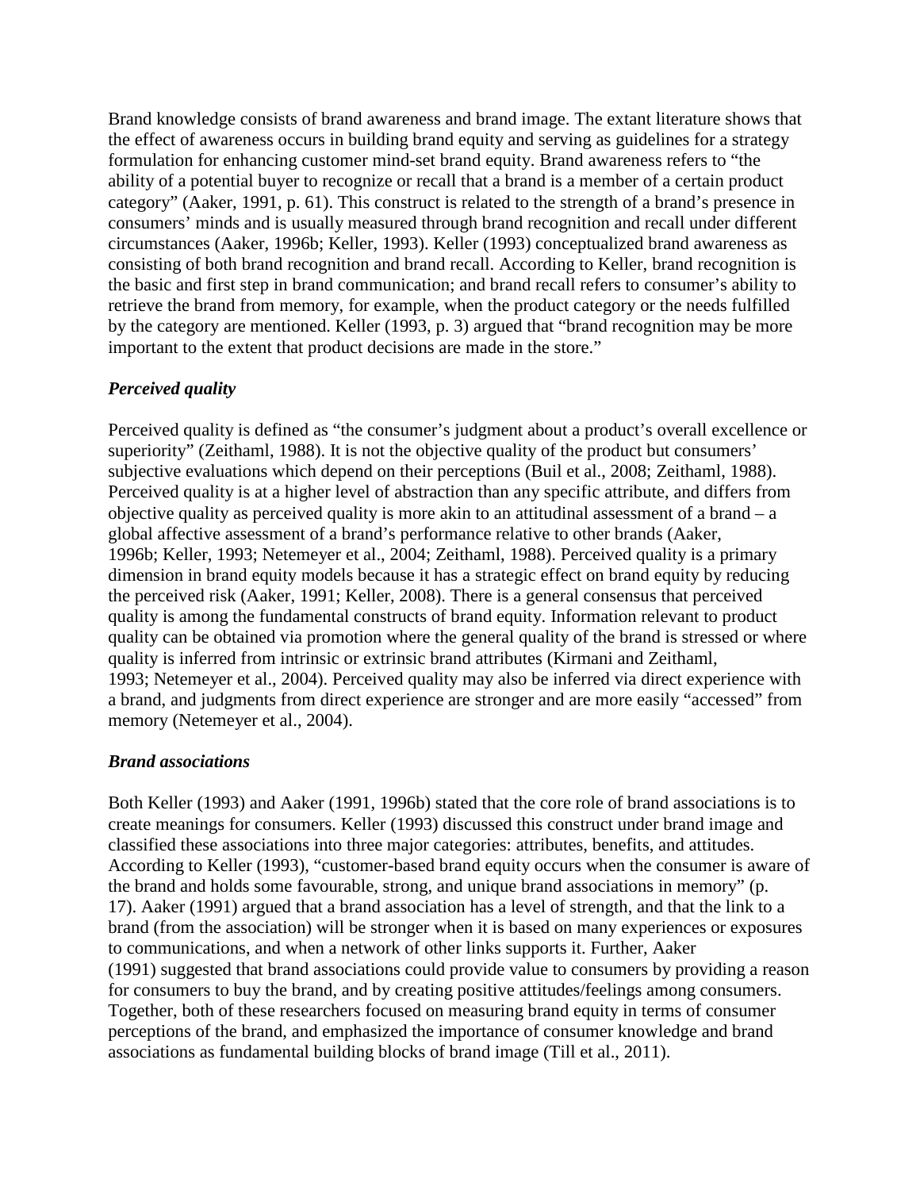Brand knowledge consists of brand awareness and brand image. The extant literature shows that the effect of awareness occurs in building brand equity and serving as guidelines for a strategy formulation for enhancing customer mind-set brand equity. Brand awareness refers to "the ability of a potential buyer to recognize or recall that a brand is a member of a certain product category" (Aaker, 1991, p. 61). This construct is related to the strength of a brand's presence in consumers' minds and is usually measured through brand recognition and recall under different circumstances (Aaker, 1996b; Keller, 1993). Keller (1993) conceptualized brand awareness as consisting of both brand recognition and brand recall. According to Keller, brand recognition is the basic and first step in brand communication; and brand recall refers to consumer's ability to retrieve the brand from memory, for example, when the product category or the needs fulfilled by the category are mentioned. Keller (1993, p. 3) argued that "brand recognition may be more important to the extent that product decisions are made in the store."

### *Perceived quality*

Perceived quality is defined as "the consumer's judgment about a product's overall excellence or superiority" (Zeithaml, 1988). It is not the objective quality of the product but consumers' subjective evaluations which depend on their perceptions (Buil et al., 2008; Zeithaml, 1988). Perceived quality is at a higher level of abstraction than any specific attribute, and differs from objective quality as perceived quality is more akin to an attitudinal assessment of a brand – a global affective assessment of a brand's performance relative to other brands (Aaker, 1996b; Keller, 1993; Netemeyer et al., 2004; Zeithaml, 1988). Perceived quality is a primary dimension in brand equity models because it has a strategic effect on brand equity by reducing the perceived risk (Aaker, 1991; Keller, 2008). There is a general consensus that perceived quality is among the fundamental constructs of brand equity. Information relevant to product quality can be obtained via promotion where the general quality of the brand is stressed or where quality is inferred from intrinsic or extrinsic brand attributes (Kirmani and Zeithaml, 1993; Netemeyer et al., 2004). Perceived quality may also be inferred via direct experience with a brand, and judgments from direct experience are stronger and are more easily "accessed" from memory (Netemeyer et al., 2004).

### *Brand associations*

Both Keller (1993) and Aaker (1991, 1996b) stated that the core role of brand associations is to create meanings for consumers. Keller (1993) discussed this construct under brand image and classified these associations into three major categories: attributes, benefits, and attitudes. According to Keller (1993), "customer-based brand equity occurs when the consumer is aware of the brand and holds some favourable, strong, and unique brand associations in memory" (p. 17). Aaker (1991) argued that a brand association has a level of strength, and that the link to a brand (from the association) will be stronger when it is based on many experiences or exposures to communications, and when a network of other links supports it. Further, Aaker (1991) suggested that brand associations could provide value to consumers by providing a reason for consumers to buy the brand, and by creating positive attitudes/feelings among consumers. Together, both of these researchers focused on measuring brand equity in terms of consumer perceptions of the brand, and emphasized the importance of consumer knowledge and brand associations as fundamental building blocks of brand image (Till et al., 2011).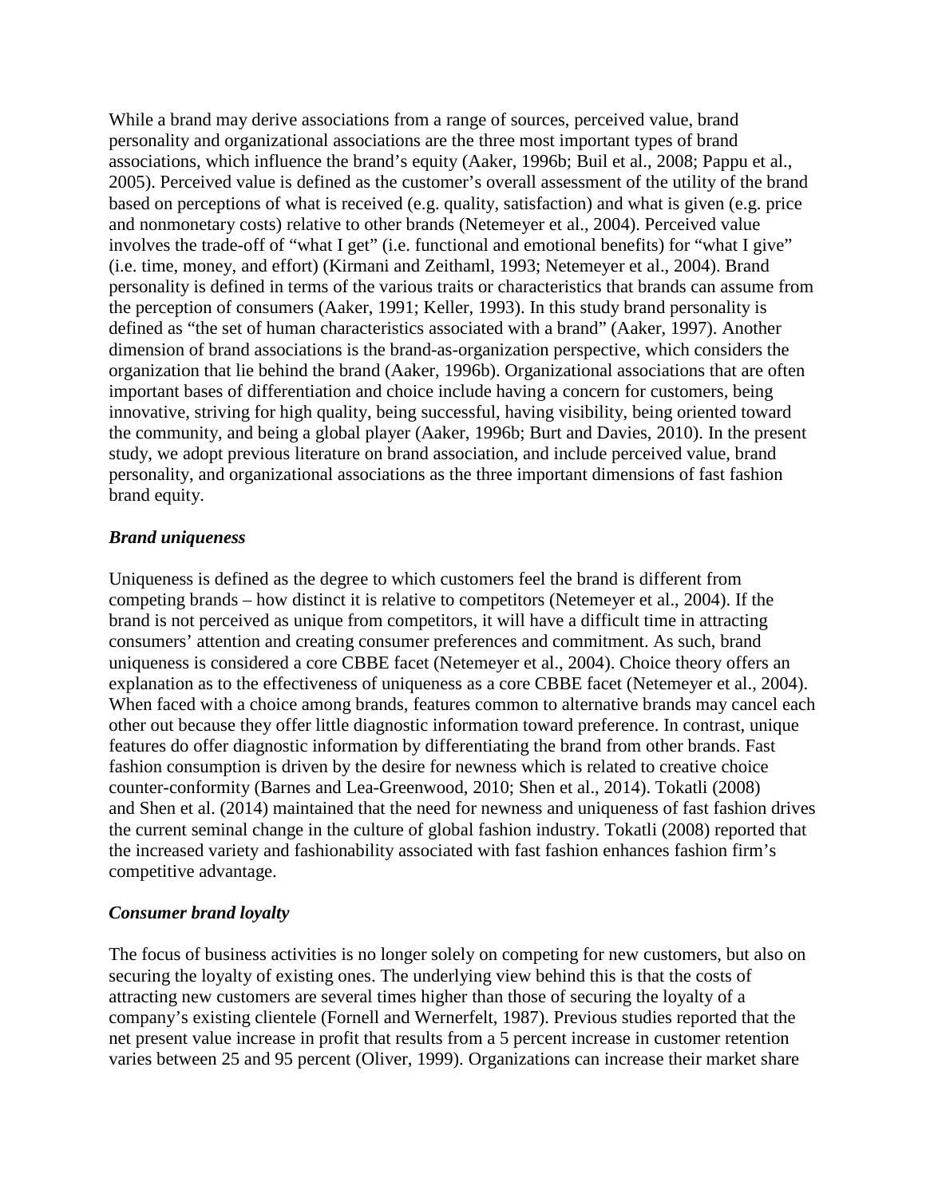While a brand may derive associations from a range of sources, perceived value, brand personality and organizational associations are the three most important types of brand associations, which influence the brand's equity (Aaker, 1996b; Buil et al., 2008; Pappu et al., 2005). Perceived value is defined as the customer's overall assessment of the utility of the brand based on perceptions of what is received (e.g. quality, satisfaction) and what is given (e.g. price and nonmonetary costs) relative to other brands (Netemeyer et al., 2004). Perceived value involves the trade-off of "what I get" (i.e. functional and emotional benefits) for "what I give" (i.e. time, money, and effort) (Kirmani and Zeithaml, 1993; Netemeyer et al., 2004). Brand personality is defined in terms of the various traits or characteristics that brands can assume from the perception of consumers (Aaker, 1991; Keller, 1993). In this study brand personality is defined as "the set of human characteristics associated with a brand" (Aaker, 1997). Another dimension of brand associations is the brand-as-organization perspective, which considers the organization that lie behind the brand (Aaker, 1996b). Organizational associations that are often important bases of differentiation and choice include having a concern for customers, being innovative, striving for high quality, being successful, having visibility, being oriented toward the community, and being a global player (Aaker, 1996b; Burt and Davies, 2010). In the present study, we adopt previous literature on brand association, and include perceived value, brand personality, and organizational associations as the three important dimensions of fast fashion brand equity.

### *Brand uniqueness*

Uniqueness is defined as the degree to which customers feel the brand is different from competing brands – how distinct it is relative to competitors (Netemeyer et al., 2004). If the brand is not perceived as unique from competitors, it will have a difficult time in attracting consumers' attention and creating consumer preferences and commitment. As such, brand uniqueness is considered a core CBBE facet (Netemeyer et al., 2004). Choice theory offers an explanation as to the effectiveness of uniqueness as a core CBBE facet (Netemeyer et al., 2004). When faced with a choice among brands, features common to alternative brands may cancel each other out because they offer little diagnostic information toward preference. In contrast, unique features do offer diagnostic information by differentiating the brand from other brands. Fast fashion consumption is driven by the desire for newness which is related to creative choice counter-conformity (Barnes and Lea-Greenwood, 2010; Shen et al., 2014). Tokatli (2008) and Shen et al. (2014) maintained that the need for newness and uniqueness of fast fashion drives the current seminal change in the culture of global fashion industry. Tokatli (2008) reported that the increased variety and fashionability associated with fast fashion enhances fashion firm's competitive advantage.

### *Consumer brand loyalty*

The focus of business activities is no longer solely on competing for new customers, but also on securing the loyalty of existing ones. The underlying view behind this is that the costs of attracting new customers are several times higher than those of securing the loyalty of a company's existing clientele (Fornell and Wernerfelt, 1987). Previous studies reported that the net present value increase in profit that results from a 5 percent increase in customer retention varies between 25 and 95 percent (Oliver, 1999). Organizations can increase their market share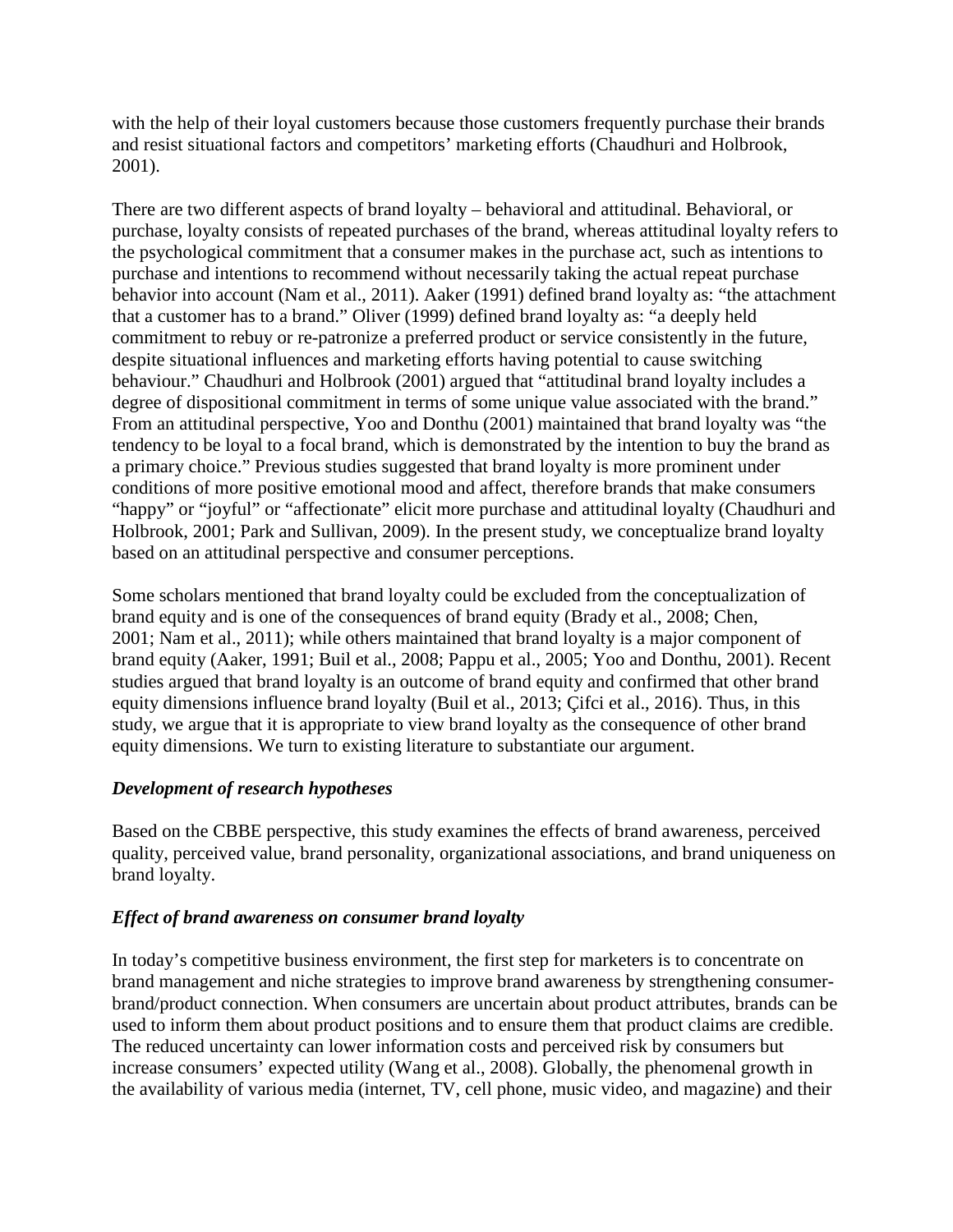with the help of their loyal customers because those customers frequently purchase their brands and resist situational factors and competitors' marketing efforts (Chaudhuri and Holbrook, 2001).

There are two different aspects of brand loyalty – behavioral and attitudinal. Behavioral, or purchase, loyalty consists of repeated purchases of the brand, whereas attitudinal loyalty refers to the psychological commitment that a consumer makes in the purchase act, such as intentions to purchase and intentions to recommend without necessarily taking the actual repeat purchase behavior into account (Nam et al., 2011). Aaker (1991) defined brand loyalty as: "the attachment that a customer has to a brand." Oliver (1999) defined brand loyalty as: "a deeply held commitment to rebuy or re-patronize a preferred product or service consistently in the future, despite situational influences and marketing efforts having potential to cause switching behaviour." Chaudhuri and Holbrook (2001) argued that "attitudinal brand loyalty includes a degree of dispositional commitment in terms of some unique value associated with the brand." From an attitudinal perspective, Yoo and Donthu (2001) maintained that brand loyalty was "the tendency to be loyal to a focal brand, which is demonstrated by the intention to buy the brand as a primary choice." Previous studies suggested that brand loyalty is more prominent under conditions of more positive emotional mood and affect, therefore brands that make consumers "happy" or "joyful" or "affectionate" elicit more purchase and attitudinal loyalty (Chaudhuri and Holbrook, 2001; Park and Sullivan, 2009). In the present study, we conceptualize brand loyalty based on an attitudinal perspective and consumer perceptions.

Some scholars mentioned that brand loyalty could be excluded from the conceptualization of brand equity and is one of the consequences of brand equity (Brady et al., 2008; Chen, 2001; Nam et al., 2011); while others maintained that brand loyalty is a major component of brand equity (Aaker, 1991; Buil et al., 2008; Pappu et al., 2005; Yoo and Donthu, 2001). Recent studies argued that brand loyalty is an outcome of brand equity and confirmed that other brand equity dimensions influence brand loyalty (Buil et al., 2013; Çifci et al., 2016). Thus, in this study, we argue that it is appropriate to view brand loyalty as the consequence of other brand equity dimensions. We turn to existing literature to substantiate our argument.

### *Development of research hypotheses*

Based on the CBBE perspective, this study examines the effects of brand awareness, perceived quality, perceived value, brand personality, organizational associations, and brand uniqueness on brand loyalty.

### *Effect of brand awareness on consumer brand loyalty*

In today's competitive business environment, the first step for marketers is to concentrate on brand management and niche strategies to improve brand awareness by strengthening consumer-brand/product connection. When consumers are uncertain about product attributes, brands can be used to inform them about product positions and to ensure them that product claims are credible. The reduced uncertainty can lower information costs and perceived risk by consumers but increase consumers' expected utility (Wang et al., 2008). Globally, the phenomenal growth in the availability of various media (internet, TV, cell phone, music video, and magazine) and their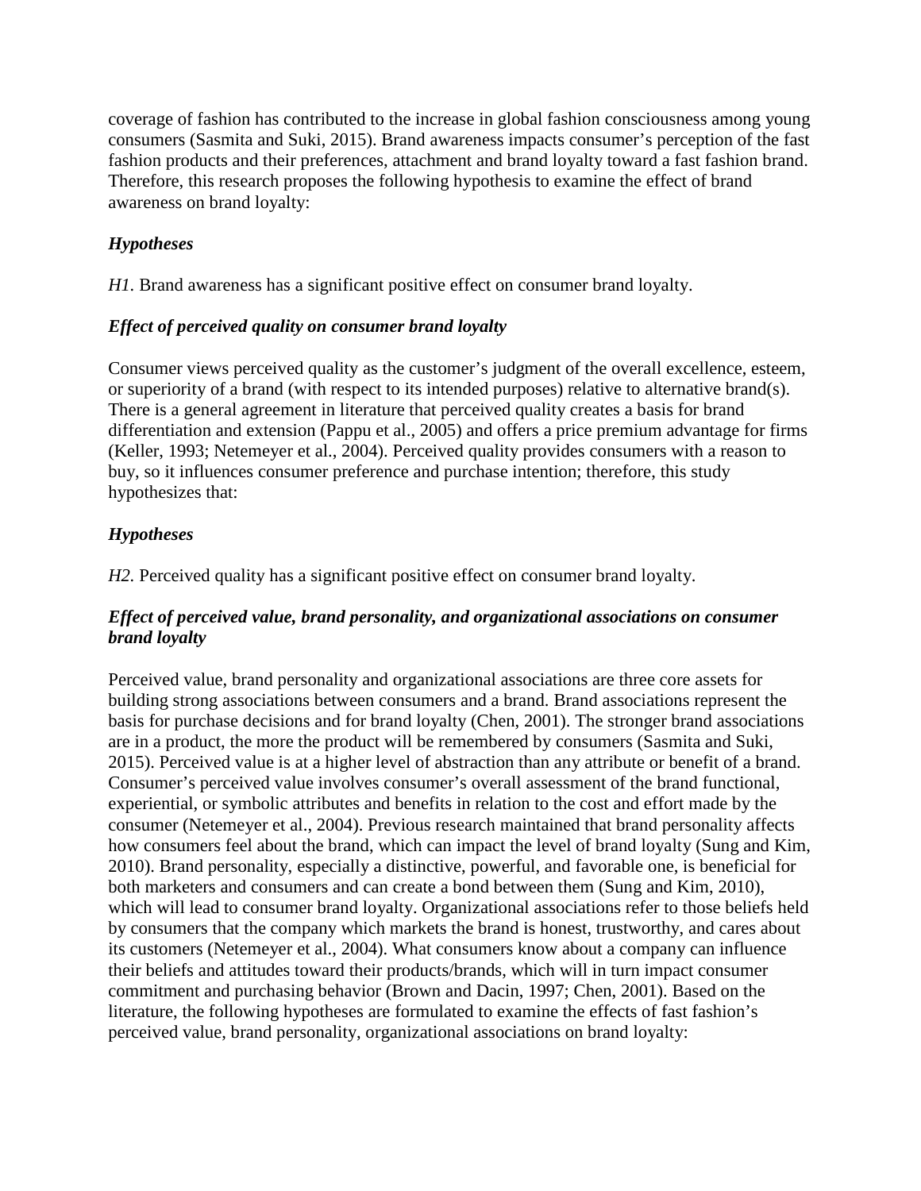coverage of fashion has contributed to the increase in global fashion consciousness among young consumers (Sasmita and Suki, 2015). Brand awareness impacts consumer's perception of the fast fashion products and their preferences, attachment and brand loyalty toward a fast fashion brand. Therefore, this research proposes the following hypothesis to examine the effect of brand awareness on brand loyalty:

### *Hypotheses*

*H1.* Brand awareness has a significant positive effect on consumer brand loyalty.

### *Effect of perceived quality on consumer brand loyalty*

Consumer views perceived quality as the customer's judgment of the overall excellence, esteem, or superiority of a brand (with respect to its intended purposes) relative to alternative brand(s). There is a general agreement in literature that perceived quality creates a basis for brand differentiation and extension (Pappu et al., 2005) and offers a price premium advantage for firms (Keller, 1993; Netemeyer et al., 2004). Perceived quality provides consumers with a reason to buy, so it influences consumer preference and purchase intention; therefore, this study hypothesizes that:

### *Hypotheses*

*H2.* Perceived quality has a significant positive effect on consumer brand loyalty.

### *Effect of perceived value, brand personality, and organizational associations on consumer brand loyalty*

Perceived value, brand personality and organizational associations are three core assets for building strong associations between consumers and a brand. Brand associations represent the basis for purchase decisions and for brand loyalty (Chen, 2001). The stronger brand associations are in a product, the more the product will be remembered by consumers (Sasmita and Suki, 2015). Perceived value is at a higher level of abstraction than any attribute or benefit of a brand. Consumer's perceived value involves consumer's overall assessment of the brand functional, experiential, or symbolic attributes and benefits in relation to the cost and effort made by the consumer (Netemeyer et al., 2004). Previous research maintained that brand personality affects how consumers feel about the brand, which can impact the level of brand loyalty (Sung and Kim, 2010). Brand personality, especially a distinctive, powerful, and favorable one, is beneficial for both marketers and consumers and can create a bond between them (Sung and Kim, 2010), which will lead to consumer brand loyalty. Organizational associations refer to those beliefs held by consumers that the company which markets the brand is honest, trustworthy, and cares about its customers (Netemeyer et al., 2004). What consumers know about a company can influence their beliefs and attitudes toward their products/brands, which will in turn impact consumer commitment and purchasing behavior (Brown and Dacin, 1997; Chen, 2001). Based on the literature, the following hypotheses are formulated to examine the effects of fast fashion's perceived value, brand personality, organizational associations on brand loyalty: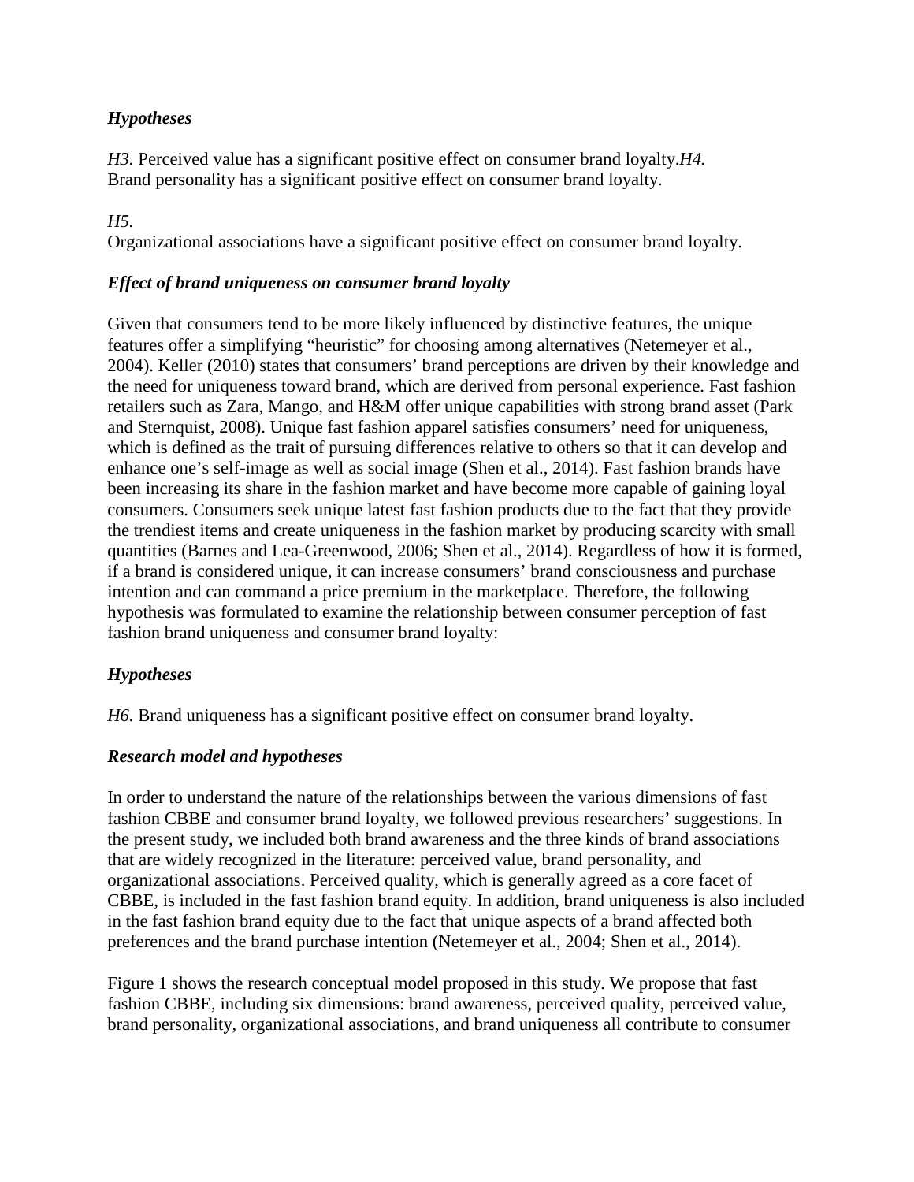### *Hypotheses*

*H3.* Perceived value has a significant positive effect on consumer brand loyalty.*H4.* Brand personality has a significant positive effect on consumer brand loyalty.

*H5*.
Organizational associations have a significant positive effect on consumer brand loyalty.

### *Effect of brand uniqueness on consumer brand loyalty*

Given that consumers tend to be more likely influenced by distinctive features, the unique features offer a simplifying "heuristic" for choosing among alternatives (Netemeyer et al., 2004). Keller (2010) states that consumers' brand perceptions are driven by their knowledge and the need for uniqueness toward brand, which are derived from personal experience. Fast fashion retailers such as Zara, Mango, and H&M offer unique capabilities with strong brand asset (Park and Sternquist, 2008). Unique fast fashion apparel satisfies consumers' need for uniqueness, which is defined as the trait of pursuing differences relative to others so that it can develop and enhance one's self-image as well as social image (Shen et al., 2014). Fast fashion brands have been increasing its share in the fashion market and have become more capable of gaining loyal consumers. Consumers seek unique latest fast fashion products due to the fact that they provide the trendiest items and create uniqueness in the fashion market by producing scarcity with small quantities (Barnes and Lea-Greenwood, 2006; Shen et al., 2014). Regardless of how it is formed, if a brand is considered unique, it can increase consumers' brand consciousness and purchase intention and can command a price premium in the marketplace. Therefore, the following hypothesis was formulated to examine the relationship between consumer perception of fast fashion brand uniqueness and consumer brand loyalty:

### *Hypotheses*

*H6.* Brand uniqueness has a significant positive effect on consumer brand loyalty.

### *Research model and hypotheses*

In order to understand the nature of the relationships between the various dimensions of fast fashion CBBE and consumer brand loyalty, we followed previous researchers' suggestions. In the present study, we included both brand awareness and the three kinds of brand associations that are widely recognized in the literature: perceived value, brand personality, and organizational associations. Perceived quality, which is generally agreed as a core facet of CBBE, is included in the fast fashion brand equity. In addition, brand uniqueness is also included in the fast fashion brand equity due to the fact that unique aspects of a brand affected both preferences and the brand purchase intention (Netemeyer et al., 2004; Shen et al., 2014).

Figure 1 shows the research conceptual model proposed in this study. We propose that fast fashion CBBE, including six dimensions: brand awareness, perceived quality, perceived value, brand personality, organizational associations, and brand uniqueness all contribute to consumer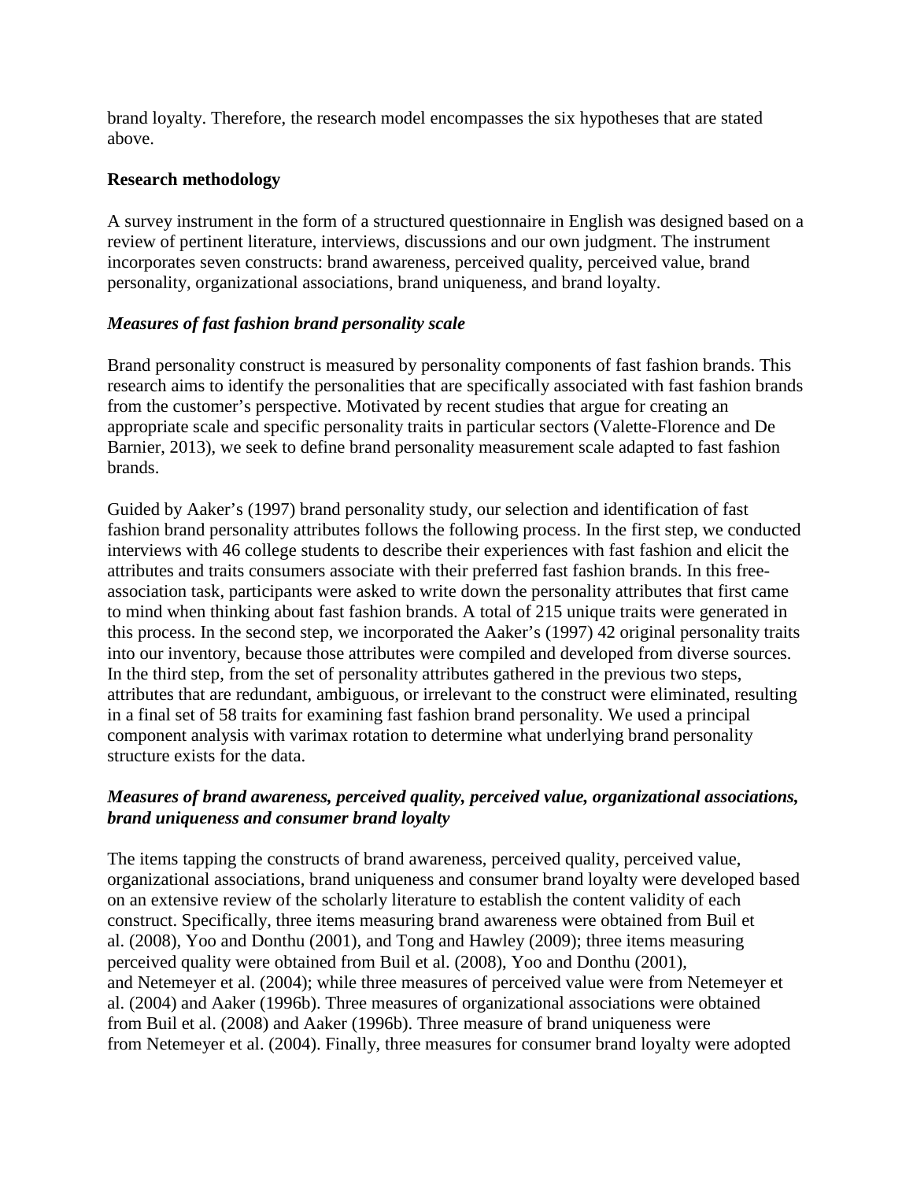brand loyalty. Therefore, the research model encompasses the six hypotheses that are stated above.

**Research methodology**

A survey instrument in the form of a structured questionnaire in English was designed based on a review of pertinent literature, interviews, discussions and our own judgment. The instrument incorporates seven constructs: brand awareness, perceived quality, perceived value, brand personality, organizational associations, brand uniqueness, and brand loyalty.

***Measures of fast fashion brand personality scale***

Brand personality construct is measured by personality components of fast fashion brands. This research aims to identify the personalities that are specifically associated with fast fashion brands from the customer's perspective. Motivated by recent studies that argue for creating an appropriate scale and specific personality traits in particular sectors (Valette-Florence and De Barnier, 2013), we seek to define brand personality measurement scale adapted to fast fashion brands.

Guided by Aaker's (1997) brand personality study, our selection and identification of fast fashion brand personality attributes follows the following process. In the first step, we conducted interviews with 46 college students to describe their experiences with fast fashion and elicit the attributes and traits consumers associate with their preferred fast fashion brands. In this free-association task, participants were asked to write down the personality attributes that first came to mind when thinking about fast fashion brands. A total of 215 unique traits were generated in this process. In the second step, we incorporated the Aaker's (1997) 42 original personality traits into our inventory, because those attributes were compiled and developed from diverse sources. In the third step, from the set of personality attributes gathered in the previous two steps, attributes that are redundant, ambiguous, or irrelevant to the construct were eliminated, resulting in a final set of 58 traits for examining fast fashion brand personality. We used a principal component analysis with varimax rotation to determine what underlying brand personality structure exists for the data.

***Measures of brand awareness, perceived quality, perceived value, organizational associations, brand uniqueness and consumer brand loyalty***

The items tapping the constructs of brand awareness, perceived quality, perceived value, organizational associations, brand uniqueness and consumer brand loyalty were developed based on an extensive review of the scholarly literature to establish the content validity of each construct. Specifically, three items measuring brand awareness were obtained from Buil et al. (2008), Yoo and Donthu (2001), and Tong and Hawley (2009); three items measuring perceived quality were obtained from Buil et al. (2008), Yoo and Donthu (2001), and Netemeyer et al. (2004); while three measures of perceived value were from Netemeyer et al. (2004) and Aaker (1996b). Three measures of organizational associations were obtained from Buil et al. (2008) and Aaker (1996b). Three measure of brand uniqueness were from Netemeyer et al. (2004). Finally, three measures for consumer brand loyalty were adopted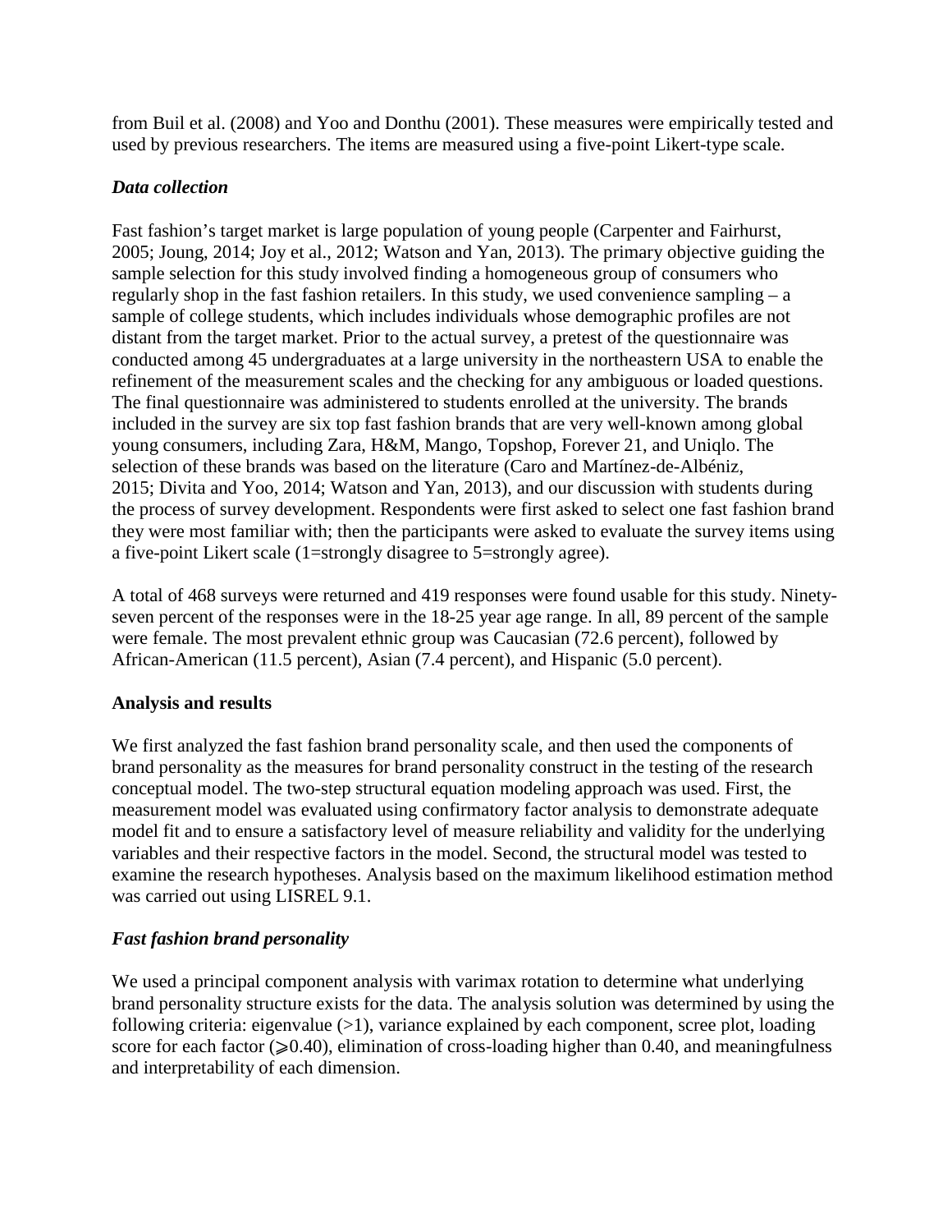from Buil et al. (2008) and Yoo and Donthu (2001). These measures were empirically tested and used by previous researchers. The items are measured using a five-point Likert-type scale.

### *Data collection*

Fast fashion's target market is large population of young people (Carpenter and Fairhurst, 2005; Joung, 2014; Joy et al., 2012; Watson and Yan, 2013). The primary objective guiding the sample selection for this study involved finding a homogeneous group of consumers who regularly shop in the fast fashion retailers. In this study, we used convenience sampling – a sample of college students, which includes individuals whose demographic profiles are not distant from the target market. Prior to the actual survey, a pretest of the questionnaire was conducted among 45 undergraduates at a large university in the northeastern USA to enable the refinement of the measurement scales and the checking for any ambiguous or loaded questions. The final questionnaire was administered to students enrolled at the university. The brands included in the survey are six top fast fashion brands that are very well-known among global young consumers, including Zara, H&M, Mango, Topshop, Forever 21, and Uniqlo. The selection of these brands was based on the literature (Caro and Martínez-de-Albéniz, 2015; Divita and Yoo, 2014; Watson and Yan, 2013), and our discussion with students during the process of survey development. Respondents were first asked to select one fast fashion brand they were most familiar with; then the participants were asked to evaluate the survey items using a five-point Likert scale (1=strongly disagree to 5=strongly agree).

A total of 468 surveys were returned and 419 responses were found usable for this study. Ninety-seven percent of the responses were in the 18-25 year age range. In all, 89 percent of the sample were female. The most prevalent ethnic group was Caucasian (72.6 percent), followed by African-American (11.5 percent), Asian (7.4 percent), and Hispanic (5.0 percent).

## Analysis and results

We first analyzed the fast fashion brand personality scale, and then used the components of brand personality as the measures for brand personality construct in the testing of the research conceptual model. The two-step structural equation modeling approach was used. First, the measurement model was evaluated using confirmatory factor analysis to demonstrate adequate model fit and to ensure a satisfactory level of measure reliability and validity for the underlying variables and their respective factors in the model. Second, the structural model was tested to examine the research hypotheses. Analysis based on the maximum likelihood estimation method was carried out using LISREL 9.1.

### *Fast fashion brand personality*

We used a principal component analysis with varimax rotation to determine what underlying brand personality structure exists for the data. The analysis solution was determined by using the following criteria: eigenvalue (>1), variance explained by each component, scree plot, loading score for each factor (⩾0.40), elimination of cross-loading higher than 0.40, and meaningfulness and interpretability of each dimension.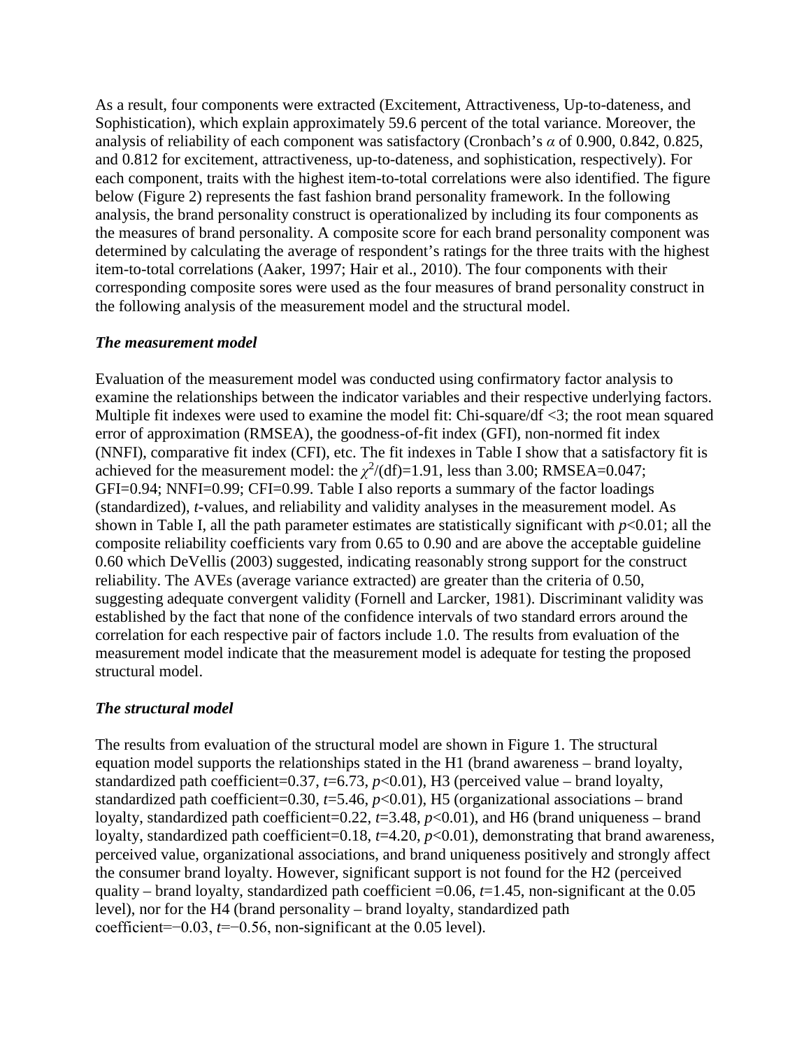As a result, four components were extracted (Excitement, Attractiveness, Up-to-dateness, and Sophistication), which explain approximately 59.6 percent of the total variance. Moreover, the analysis of reliability of each component was satisfactory (Cronbach's $\alpha$ of 0.900, 0.842, 0.825, and 0.812 for excitement, attractiveness, up-to-dateness, and sophistication, respectively). For each component, traits with the highest item-to-total correlations were also identified. The figure below (Figure 2) represents the fast fashion brand personality framework. In the following analysis, the brand personality construct is operationalized by including its four components as the measures of brand personality. A composite score for each brand personality component was determined by calculating the average of respondent's ratings for the three traits with the highest item-to-total correlations (Aaker, 1997; Hair et al., 2010). The four components with their corresponding composite sores were used as the four measures of brand personality construct in the following analysis of the measurement model and the structural model.

### *The measurement model*

Evaluation of the measurement model was conducted using confirmatory factor analysis to examine the relationships between the indicator variables and their respective underlying factors. Multiple fit indexes were used to examine the model fit: Chi-square/df <3; the root mean squared error of approximation (RMSEA), the goodness-of-fit index (GFI), non-normed fit index (NNFI), comparative fit index (CFI), etc. The fit indexes in Table I show that a satisfactory fit is achieved for the measurement model: the $\chi^2/(\text{df})=1.91$, less than 3.00; RMSEA=0.047; GFI=0.94; NNFI=0.99; CFI=0.99. Table I also reports a summary of the factor loadings (standardized), *t*-values, and reliability and validity analyses in the measurement model. As shown in Table I, all the path parameter estimates are statistically significant with $p<0.01$; all the composite reliability coefficients vary from 0.65 to 0.90 and are above the acceptable guideline 0.60 which DeVellis (2003) suggested, indicating reasonably strong support for the construct reliability. The AVEs (average variance extracted) are greater than the criteria of 0.50, suggesting adequate convergent validity (Fornell and Larcker, 1981). Discriminant validity was established by the fact that none of the confidence intervals of two standard errors around the correlation for each respective pair of factors include 1.0. The results from evaluation of the measurement model indicate that the measurement model is adequate for testing the proposed structural model.

### *The structural model*

The results from evaluation of the structural model are shown in Figure 1. The structural equation model supports the relationships stated in the H1 (brand awareness – brand loyalty, standardized path coefficient=0.37, $t=6.73$, $p<0.01$), H3 (perceived value – brand loyalty, standardized path coefficient=0.30, $t=5.46$, $p<0.01$), H5 (organizational associations – brand loyalty, standardized path coefficient=0.22, $t=3.48$, $p<0.01$), and H6 (brand uniqueness – brand loyalty, standardized path coefficient=0.18, $t=4.20$, $p<0.01$), demonstrating that brand awareness, perceived value, organizational associations, and brand uniqueness positively and strongly affect the consumer brand loyalty. However, significant support is not found for the H2 (perceived quality – brand loyalty, standardized path coefficient =0.06, $t=1.45$, non-significant at the 0.05 level), nor for the H4 (brand personality – brand loyalty, standardized path coefficient=−0.03, $t=-0.56$, non-significant at the 0.05 level).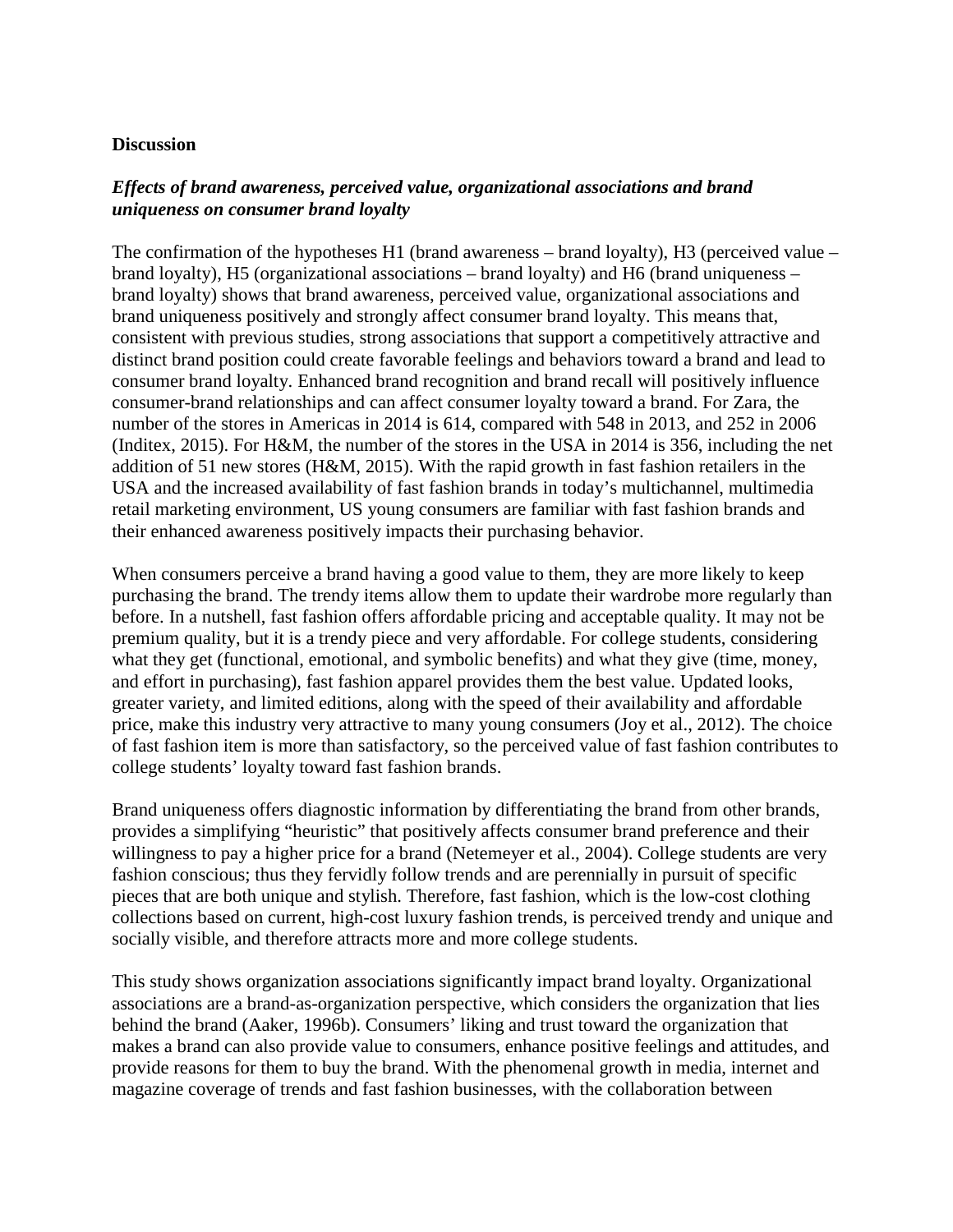## Discussion

### *Effects of brand awareness, perceived value, organizational associations and brand uniqueness on consumer brand loyalty*

The confirmation of the hypotheses H1 (brand awareness – brand loyalty), H3 (perceived value – brand loyalty), H5 (organizational associations – brand loyalty) and H6 (brand uniqueness – brand loyalty) shows that brand awareness, perceived value, organizational associations and brand uniqueness positively and strongly affect consumer brand loyalty. This means that, consistent with previous studies, strong associations that support a competitively attractive and distinct brand position could create favorable feelings and behaviors toward a brand and lead to consumer brand loyalty. Enhanced brand recognition and brand recall will positively influence consumer-brand relationships and can affect consumer loyalty toward a brand. For Zara, the number of the stores in Americas in 2014 is 614, compared with 548 in 2013, and 252 in 2006 (Inditex, 2015). For H&M, the number of the stores in the USA in 2014 is 356, including the net addition of 51 new stores (H&M, 2015). With the rapid growth in fast fashion retailers in the USA and the increased availability of fast fashion brands in today's multichannel, multimedia retail marketing environment, US young consumers are familiar with fast fashion brands and their enhanced awareness positively impacts their purchasing behavior.

When consumers perceive a brand having a good value to them, they are more likely to keep purchasing the brand. The trendy items allow them to update their wardrobe more regularly than before. In a nutshell, fast fashion offers affordable pricing and acceptable quality. It may not be premium quality, but it is a trendy piece and very affordable. For college students, considering what they get (functional, emotional, and symbolic benefits) and what they give (time, money, and effort in purchasing), fast fashion apparel provides them the best value. Updated looks, greater variety, and limited editions, along with the speed of their availability and affordable price, make this industry very attractive to many young consumers (Joy et al., 2012). The choice of fast fashion item is more than satisfactory, so the perceived value of fast fashion contributes to college students' loyalty toward fast fashion brands.

Brand uniqueness offers diagnostic information by differentiating the brand from other brands, provides a simplifying "heuristic" that positively affects consumer brand preference and their willingness to pay a higher price for a brand (Netemeyer et al., 2004). College students are very fashion conscious; thus they fervidly follow trends and are perennially in pursuit of specific pieces that are both unique and stylish. Therefore, fast fashion, which is the low-cost clothing collections based on current, high-cost luxury fashion trends, is perceived trendy and unique and socially visible, and therefore attracts more and more college students.

This study shows organization associations significantly impact brand loyalty. Organizational associations are a brand-as-organization perspective, which considers the organization that lies behind the brand (Aaker, 1996b). Consumers' liking and trust toward the organization that makes a brand can also provide value to consumers, enhance positive feelings and attitudes, and provide reasons for them to buy the brand. With the phenomenal growth in media, internet and magazine coverage of trends and fast fashion businesses, with the collaboration between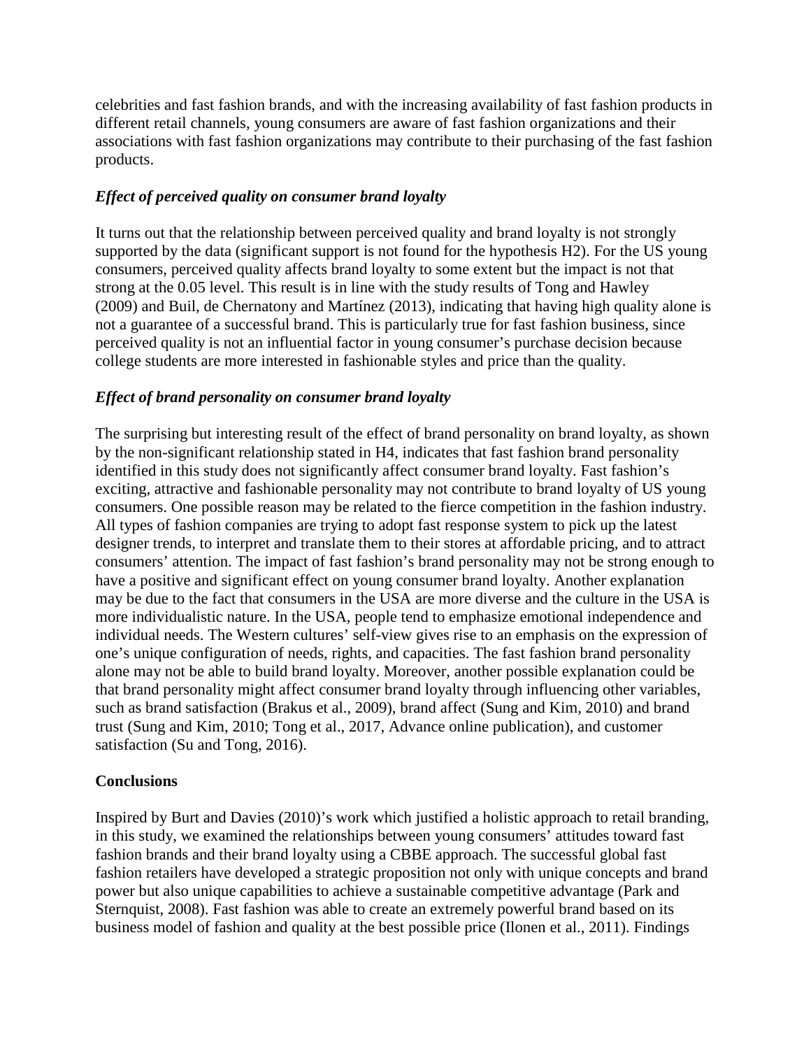celebrities and fast fashion brands, and with the increasing availability of fast fashion products in different retail channels, young consumers are aware of fast fashion organizations and their associations with fast fashion organizations may contribute to their purchasing of the fast fashion products.

### *Effect of perceived quality on consumer brand loyalty*

It turns out that the relationship between perceived quality and brand loyalty is not strongly supported by the data (significant support is not found for the hypothesis H2). For the US young consumers, perceived quality affects brand loyalty to some extent but the impact is not that strong at the 0.05 level. This result is in line with the study results of Tong and Hawley (2009) and Buil, de Chernatony and Martínez (2013), indicating that having high quality alone is not a guarantee of a successful brand. This is particularly true for fast fashion business, since perceived quality is not an influential factor in young consumer's purchase decision because college students are more interested in fashionable styles and price than the quality.

### *Effect of brand personality on consumer brand loyalty*

The surprising but interesting result of the effect of brand personality on brand loyalty, as shown by the non-significant relationship stated in H4, indicates that fast fashion brand personality identified in this study does not significantly affect consumer brand loyalty. Fast fashion's exciting, attractive and fashionable personality may not contribute to brand loyalty of US young consumers. One possible reason may be related to the fierce competition in the fashion industry. All types of fashion companies are trying to adopt fast response system to pick up the latest designer trends, to interpret and translate them to their stores at affordable pricing, and to attract consumers' attention. The impact of fast fashion's brand personality may not be strong enough to have a positive and significant effect on young consumer brand loyalty. Another explanation may be due to the fact that consumers in the USA are more diverse and the culture in the USA is more individualistic nature. In the USA, people tend to emphasize emotional independence and individual needs. The Western cultures' self-view gives rise to an emphasis on the expression of one's unique configuration of needs, rights, and capacities. The fast fashion brand personality alone may not be able to build brand loyalty. Moreover, another possible explanation could be that brand personality might affect consumer brand loyalty through influencing other variables, such as brand satisfaction (Brakus et al., 2009), brand affect (Sung and Kim, 2010) and brand trust (Sung and Kim, 2010; Tong et al., 2017, Advance online publication), and customer satisfaction (Su and Tong, 2016).

## **Conclusions**

Inspired by Burt and Davies (2010)'s work which justified a holistic approach to retail branding, in this study, we examined the relationships between young consumers' attitudes toward fast fashion brands and their brand loyalty using a CBBE approach. The successful global fast fashion retailers have developed a strategic proposition not only with unique concepts and brand power but also unique capabilities to achieve a sustainable competitive advantage (Park and Sternquist, 2008). Fast fashion was able to create an extremely powerful brand based on its business model of fashion and quality at the best possible price (Ilonen et al., 2011). Findings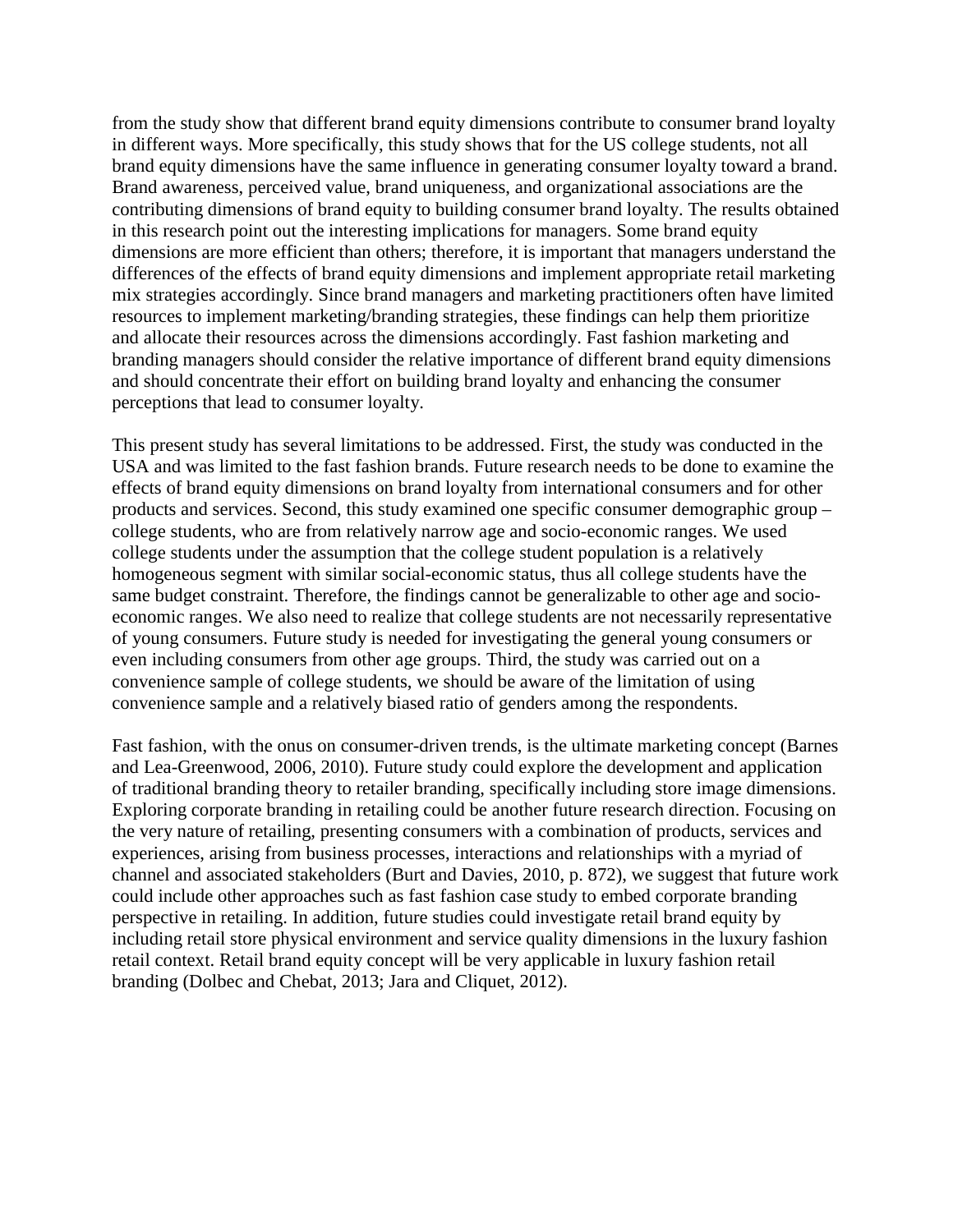from the study show that different brand equity dimensions contribute to consumer brand loyalty in different ways. More specifically, this study shows that for the US college students, not all brand equity dimensions have the same influence in generating consumer loyalty toward a brand. Brand awareness, perceived value, brand uniqueness, and organizational associations are the contributing dimensions of brand equity to building consumer brand loyalty. The results obtained in this research point out the interesting implications for managers. Some brand equity dimensions are more efficient than others; therefore, it is important that managers understand the differences of the effects of brand equity dimensions and implement appropriate retail marketing mix strategies accordingly. Since brand managers and marketing practitioners often have limited resources to implement marketing/branding strategies, these findings can help them prioritize and allocate their resources across the dimensions accordingly. Fast fashion marketing and branding managers should consider the relative importance of different brand equity dimensions and should concentrate their effort on building brand loyalty and enhancing the consumer perceptions that lead to consumer loyalty.

This present study has several limitations to be addressed. First, the study was conducted in the USA and was limited to the fast fashion brands. Future research needs to be done to examine the effects of brand equity dimensions on brand loyalty from international consumers and for other products and services. Second, this study examined one specific consumer demographic group – college students, who are from relatively narrow age and socio-economic ranges. We used college students under the assumption that the college student population is a relatively homogeneous segment with similar social-economic status, thus all college students have the same budget constraint. Therefore, the findings cannot be generalizable to other age and socio-economic ranges. We also need to realize that college students are not necessarily representative of young consumers. Future study is needed for investigating the general young consumers or even including consumers from other age groups. Third, the study was carried out on a convenience sample of college students, we should be aware of the limitation of using convenience sample and a relatively biased ratio of genders among the respondents.

Fast fashion, with the onus on consumer-driven trends, is the ultimate marketing concept (Barnes and Lea-Greenwood, 2006, 2010). Future study could explore the development and application of traditional branding theory to retailer branding, specifically including store image dimensions. Exploring corporate branding in retailing could be another future research direction. Focusing on the very nature of retailing, presenting consumers with a combination of products, services and experiences, arising from business processes, interactions and relationships with a myriad of channel and associated stakeholders (Burt and Davies, 2010, p. 872), we suggest that future work could include other approaches such as fast fashion case study to embed corporate branding perspective in retailing. In addition, future studies could investigate retail brand equity by including retail store physical environment and service quality dimensions in the luxury fashion retail context. Retail brand equity concept will be very applicable in luxury fashion retail branding (Dolbec and Chebat, 2013; Jara and Cliquet, 2012).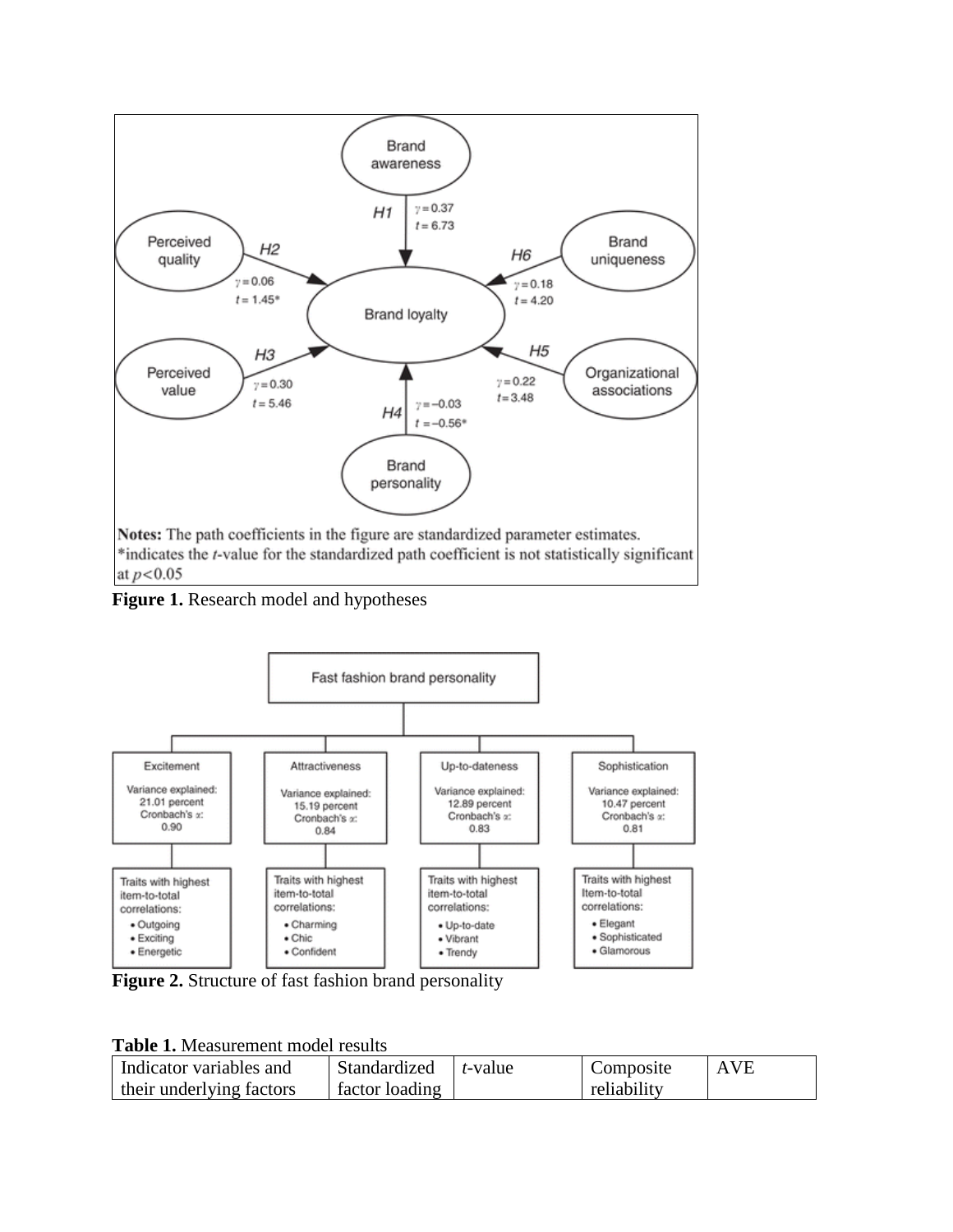**Figure 1.** Research model and hypotheses

**Figure 2.** Structure of fast fashion brand personality

**Table 1.** Measurement model results

| Indicator variables and their underlying factors | Standardized factor loading | *t*-value | Composite reliability | AVE |
|---|---|---|---|---|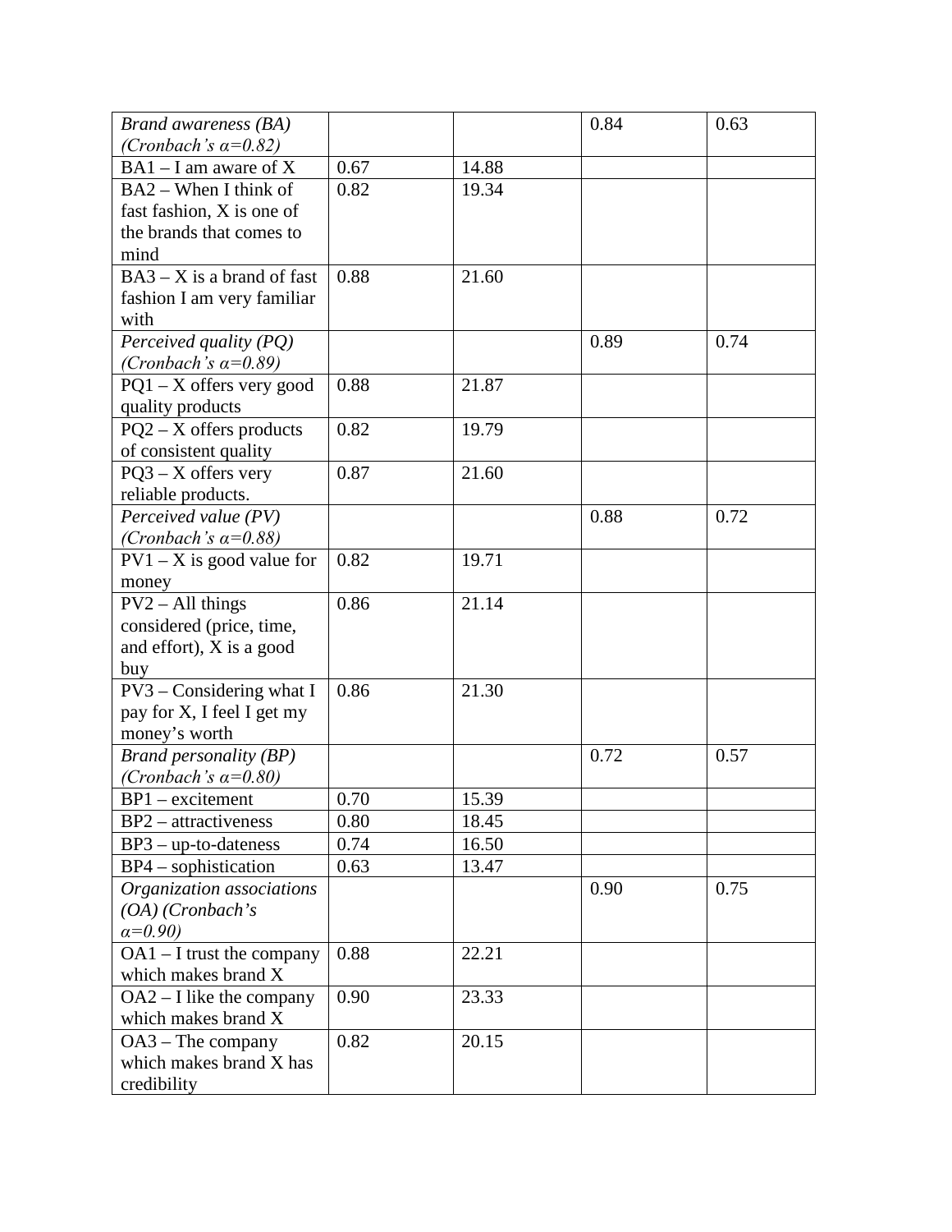| | | | | |
|---|---|---|---|---|
| *Brand awareness (BA) (Cronbach's α=0.82)* | | | 0.84 | 0.63 |
| BA1 – I am aware of X | 0.67 | 14.88 | | |
| BA2 – When I think of fast fashion, X is one of the brands that comes to mind | 0.82 | 19.34 | | |
| BA3 – X is a brand of fast fashion I am very familiar with | 0.88 | 21.60 | | |
| *Perceived quality (PQ) (Cronbach's α=0.89)* | | | 0.89 | 0.74 |
| PQ1 – X offers very good quality products | 0.88 | 21.87 | | |
| PQ2 – X offers products of consistent quality | 0.82 | 19.79 | | |
| PQ3 – X offers very reliable products. | 0.87 | 21.60 | | |
| *Perceived value (PV) (Cronbach's α=0.88)* | | | 0.88 | 0.72 |
| PV1 – X is good value for money | 0.82 | 19.71 | | |
| PV2 – All things considered (price, time, and effort), X is a good buy | 0.86 | 21.14 | | |
| PV3 – Considering what I pay for X, I feel I get my money's worth | 0.86 | 21.30 | | |
| *Brand personality (BP) (Cronbach's α=0.80)* | | | 0.72 | 0.57 |
| BP1 – excitement | 0.70 | 15.39 | | |
| BP2 – attractiveness | 0.80 | 18.45 | | |
| BP3 – up-to-dateness | 0.74 | 16.50 | | |
| BP4 – sophistication | 0.63 | 13.47 | | |
| *Organization associations (OA) (Cronbach's α=0.90)* | | | 0.90 | 0.75 |
| OA1 – I trust the company which makes brand X | 0.88 | 22.21 | | |
| OA2 – I like the company which makes brand X | 0.90 | 23.33 | | |
| OA3 – The company which makes brand X has credibility | 0.82 | 20.15 | | |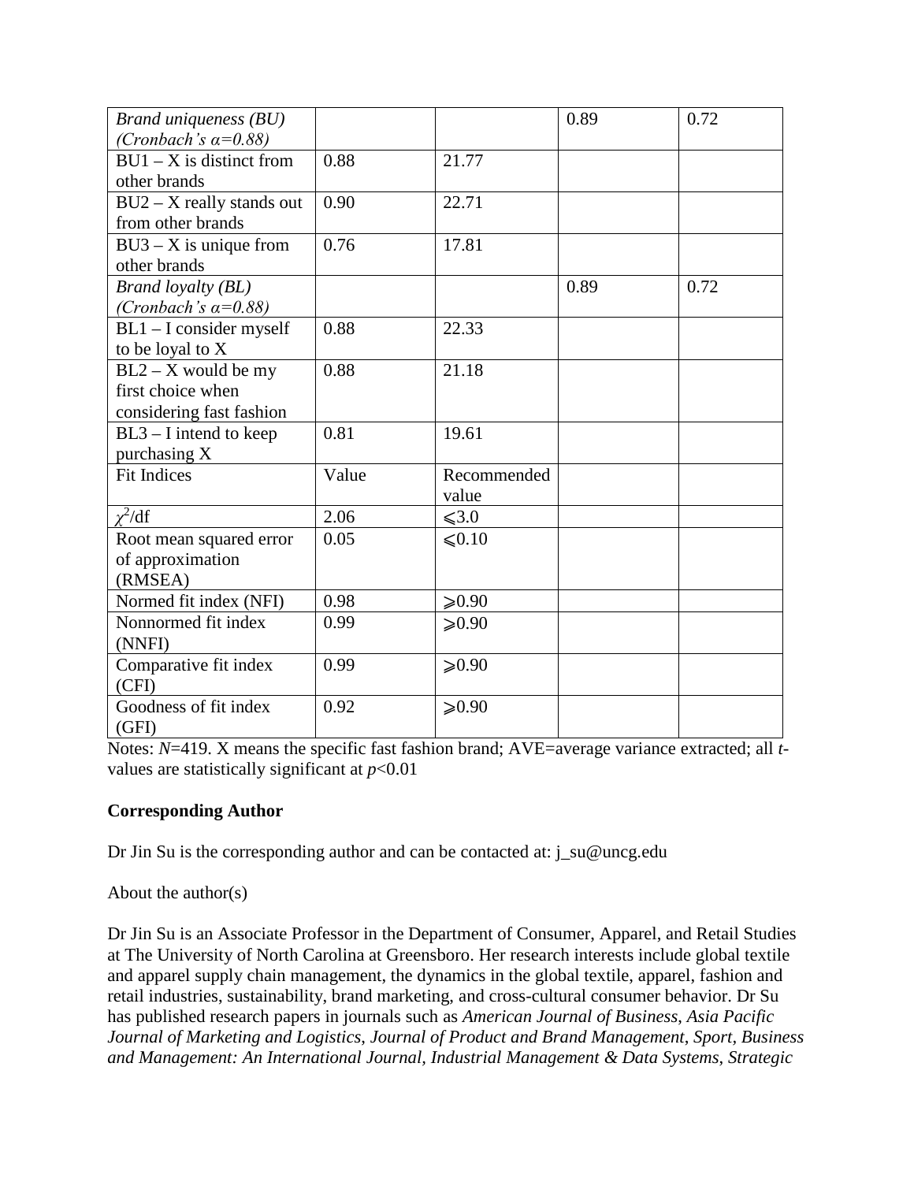| *Brand uniqueness (BU) (Cronbach's α=0.88)* | | | 0.89 | 0.72 |
|---|---|---|---|---|
| BU1 – X is distinct from other brands | 0.88 | 21.77 | | |
| BU2 – X really stands out from other brands | 0.90 | 22.71 | | |
| BU3 – X is unique from other brands | 0.76 | 17.81 | | |
| *Brand loyalty (BL) (Cronbach's α=0.88)* | | | 0.89 | 0.72 |
| BL1 – I consider myself to be loyal to X | 0.88 | 22.33 | | |
| BL2 – X would be my first choice when considering fast fashion | 0.88 | 21.18 | | |
| BL3 – I intend to keep purchasing X | 0.81 | 19.61 | | |
| Fit Indices | Value | Recommended value | | |
| $\chi^2$/df | 2.06 | ⩽3.0 | | |
| Root mean squared error of approximation (RMSEA) | 0.05 | ⩽0.10 | | |
| Normed fit index (NFI) | 0.98 | ⩾0.90 | | |
| Nonnormed fit index (NNFI) | 0.99 | ⩾0.90 | | |
| Comparative fit index (CFI) | 0.99 | ⩾0.90 | | |
| Goodness of fit index (GFI) | 0.92 | ⩾0.90 | | |

Notes: *N*=419. X means the specific fast fashion brand; AVE=average variance extracted; all *t*-values are statistically significant at $p<0.01$

**Corresponding Author**

Dr Jin Su is the corresponding author and can be contacted at: j_su@uncg.edu

About the author(s)

Dr Jin Su is an Associate Professor in the Department of Consumer, Apparel, and Retail Studies at The University of North Carolina at Greensboro. Her research interests include global textile and apparel supply chain management, the dynamics in the global textile, apparel, fashion and retail industries, sustainability, brand marketing, and cross-cultural consumer behavior. Dr Su has published research papers in journals such as *American Journal of Business*, *Asia Pacific Journal of Marketing and Logistics*, *Journal of Product and Brand Management*, *Sport, Business and Management: An International Journal, Industrial Management & Data Systems*, *Strategic*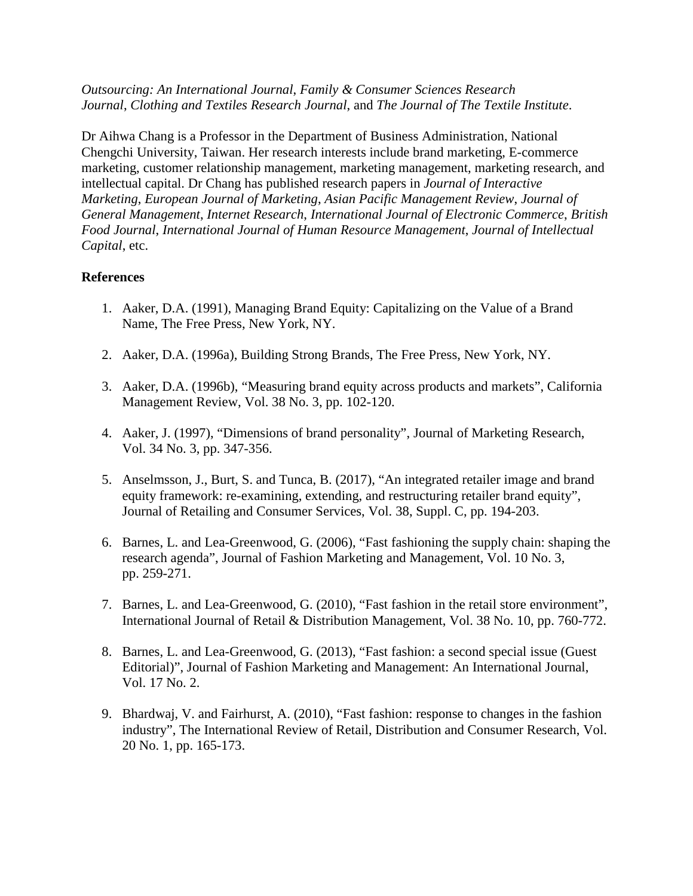*Outsourcing: An International Journal*, *Family & Consumer Sciences Research Journal*, *Clothing and Textiles Research Journal*, and *The Journal of The Textile Institute*.

Dr Aihwa Chang is a Professor in the Department of Business Administration, National Chengchi University, Taiwan. Her research interests include brand marketing, E-commerce marketing, customer relationship management, marketing management, marketing research, and intellectual capital. Dr Chang has published research papers in *Journal of Interactive Marketing*, *European Journal of Marketing*, *Asian Pacific Management Review*, *Journal of General Management*, *Internet Research*, *International Journal of Electronic Commerce*, *British Food Journal*, *International Journal of Human Resource Management*, *Journal of Intellectual Capital*, etc.

**References**

1. Aaker, D.A. (1991), Managing Brand Equity: Capitalizing on the Value of a Brand Name, The Free Press, New York, NY.

2. Aaker, D.A. (1996a), Building Strong Brands, The Free Press, New York, NY.

3. Aaker, D.A. (1996b), "Measuring brand equity across products and markets", California Management Review, Vol. 38 No. 3, pp. 102-120.

4. Aaker, J. (1997), "Dimensions of brand personality", Journal of Marketing Research, Vol. 34 No. 3, pp. 347-356.

5. Anselmsson, J., Burt, S. and Tunca, B. (2017), "An integrated retailer image and brand equity framework: re-examining, extending, and restructuring retailer brand equity", Journal of Retailing and Consumer Services, Vol. 38, Suppl. C, pp. 194-203.

6. Barnes, L. and Lea-Greenwood, G. (2006), "Fast fashioning the supply chain: shaping the research agenda", Journal of Fashion Marketing and Management, Vol. 10 No. 3, pp. 259-271.

7. Barnes, L. and Lea-Greenwood, G. (2010), "Fast fashion in the retail store environment", International Journal of Retail & Distribution Management, Vol. 38 No. 10, pp. 760-772.

8. Barnes, L. and Lea-Greenwood, G. (2013), "Fast fashion: a second special issue (Guest Editorial)", Journal of Fashion Marketing and Management: An International Journal, Vol. 17 No. 2.

9. Bhardwaj, V. and Fairhurst, A. (2010), "Fast fashion: response to changes in the fashion industry", The International Review of Retail, Distribution and Consumer Research, Vol. 20 No. 1, pp. 165-173.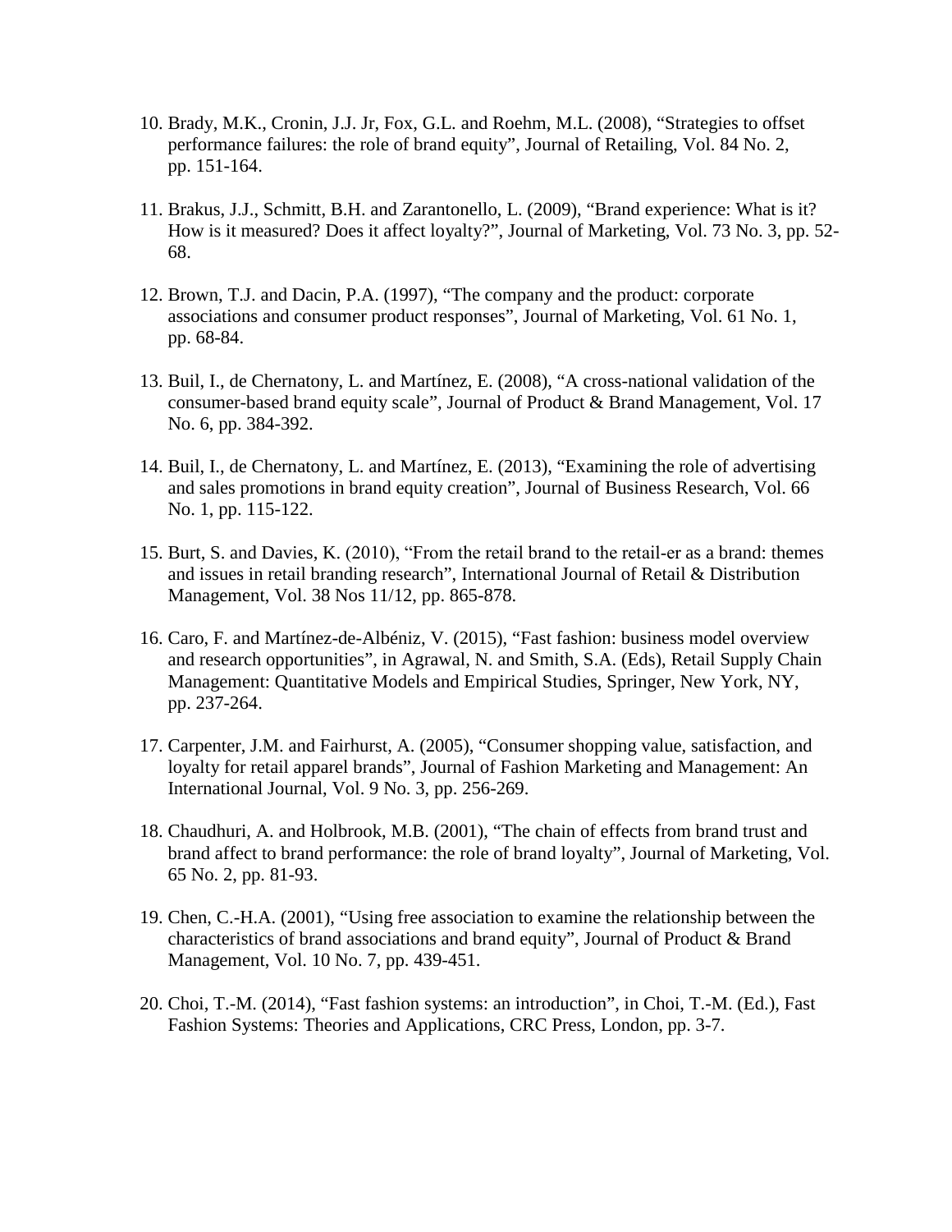10. Brady, M.K., Cronin, J.J. Jr, Fox, G.L. and Roehm, M.L. (2008), “Strategies to offset performance failures: the role of brand equity”, Journal of Retailing, Vol. 84 No. 2, pp. 151-164.

11. Brakus, J.J., Schmitt, B.H. and Zarantonello, L. (2009), “Brand experience: What is it? How is it measured? Does it affect loyalty?”, Journal of Marketing, Vol. 73 No. 3, pp. 52-68.

12. Brown, T.J. and Dacin, P.A. (1997), “The company and the product: corporate associations and consumer product responses”, Journal of Marketing, Vol. 61 No. 1, pp. 68-84.

13. Buil, I., de Chernatony, L. and Martínez, E. (2008), “A cross-national validation of the consumer-based brand equity scale”, Journal of Product & Brand Management, Vol. 17 No. 6, pp. 384-392.

14. Buil, I., de Chernatony, L. and Martínez, E. (2013), “Examining the role of advertising and sales promotions in brand equity creation”, Journal of Business Research, Vol. 66 No. 1, pp. 115-122.

15. Burt, S. and Davies, K. (2010), “From the retail brand to the retail-er as a brand: themes and issues in retail branding research”, International Journal of Retail & Distribution Management, Vol. 38 Nos 11/12, pp. 865-878.

16. Caro, F. and Martínez-de-Albéniz, V. (2015), “Fast fashion: business model overview and research opportunities”, in Agrawal, N. and Smith, S.A. (Eds), Retail Supply Chain Management: Quantitative Models and Empirical Studies, Springer, New York, NY, pp. 237-264.

17. Carpenter, J.M. and Fairhurst, A. (2005), “Consumer shopping value, satisfaction, and loyalty for retail apparel brands”, Journal of Fashion Marketing and Management: An International Journal, Vol. 9 No. 3, pp. 256-269.

18. Chaudhuri, A. and Holbrook, M.B. (2001), “The chain of effects from brand trust and brand affect to brand performance: the role of brand loyalty”, Journal of Marketing, Vol. 65 No. 2, pp. 81-93.

19. Chen, C.-H.A. (2001), “Using free association to examine the relationship between the characteristics of brand associations and brand equity”, Journal of Product & Brand Management, Vol. 10 No. 7, pp. 439-451.

20. Choi, T.-M. (2014), “Fast fashion systems: an introduction”, in Choi, T.-M. (Ed.), Fast Fashion Systems: Theories and Applications, CRC Press, London, pp. 3-7.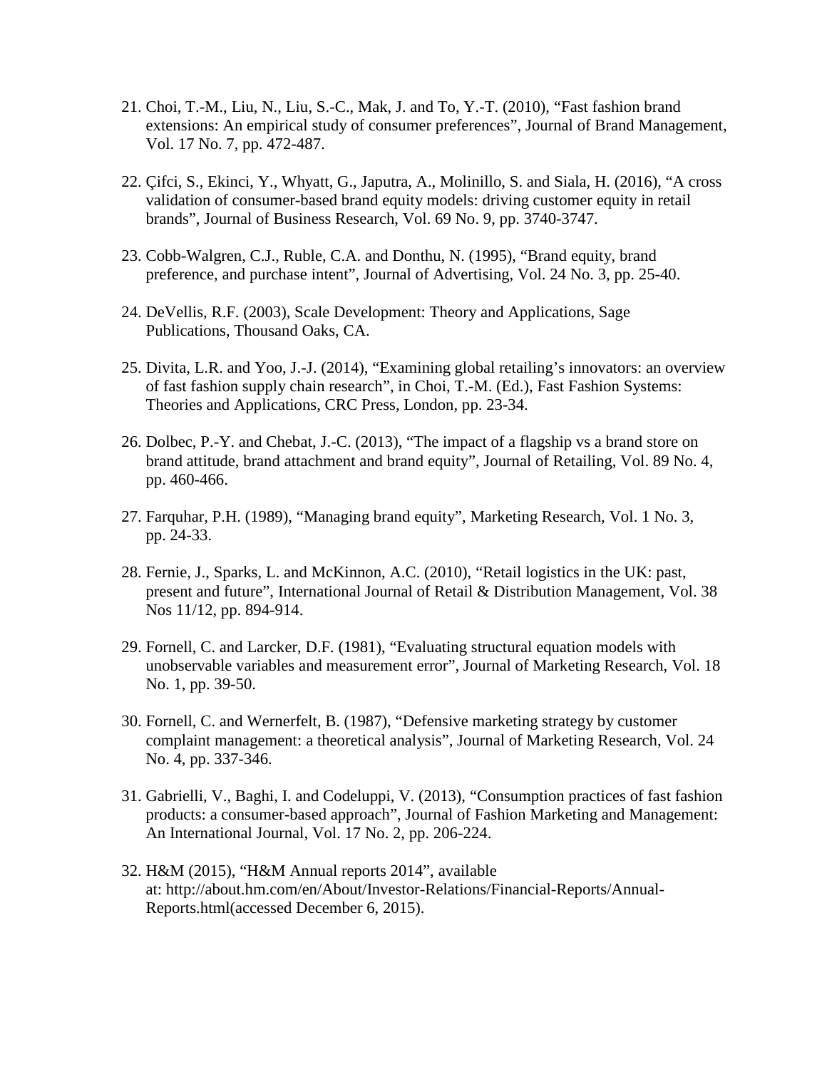21. Choi, T.-M., Liu, N., Liu, S.-C., Mak, J. and To, Y.-T. (2010), "Fast fashion brand extensions: An empirical study of consumer preferences", Journal of Brand Management, Vol. 17 No. 7, pp. 472-487.

22. Çifci, S., Ekinci, Y., Whyatt, G., Japutra, A., Molinillo, S. and Siala, H. (2016), "A cross validation of consumer-based brand equity models: driving customer equity in retail brands", Journal of Business Research, Vol. 69 No. 9, pp. 3740-3747.

23. Cobb-Walgren, C.J., Ruble, C.A. and Donthu, N. (1995), "Brand equity, brand preference, and purchase intent", Journal of Advertising, Vol. 24 No. 3, pp. 25-40.

24. DeVellis, R.F. (2003), Scale Development: Theory and Applications, Sage Publications, Thousand Oaks, CA.

25. Divita, L.R. and Yoo, J.-J. (2014), "Examining global retailing's innovators: an overview of fast fashion supply chain research", in Choi, T.-M. (Ed.), Fast Fashion Systems: Theories and Applications, CRC Press, London, pp. 23-34.

26. Dolbec, P.-Y. and Chebat, J.-C. (2013), "The impact of a flagship vs a brand store on brand attitude, brand attachment and brand equity", Journal of Retailing, Vol. 89 No. 4, pp. 460-466.

27. Farquhar, P.H. (1989), "Managing brand equity", Marketing Research, Vol. 1 No. 3, pp. 24-33.

28. Fernie, J., Sparks, L. and McKinnon, A.C. (2010), "Retail logistics in the UK: past, present and future", International Journal of Retail & Distribution Management, Vol. 38 Nos 11/12, pp. 894-914.

29. Fornell, C. and Larcker, D.F. (1981), "Evaluating structural equation models with unobservable variables and measurement error", Journal of Marketing Research, Vol. 18 No. 1, pp. 39-50.

30. Fornell, C. and Wernerfelt, B. (1987), "Defensive marketing strategy by customer complaint management: a theoretical analysis", Journal of Marketing Research, Vol. 24 No. 4, pp. 337-346.

31. Gabrielli, V., Baghi, I. and Codeluppi, V. (2013), "Consumption practices of fast fashion products: a consumer-based approach", Journal of Fashion Marketing and Management: An International Journal, Vol. 17 No. 2, pp. 206-224.

32. H&M (2015), "H&M Annual reports 2014", available at: http://about.hm.com/en/About/Investor-Relations/Financial-Reports/Annual-Reports.html(accessed December 6, 2015).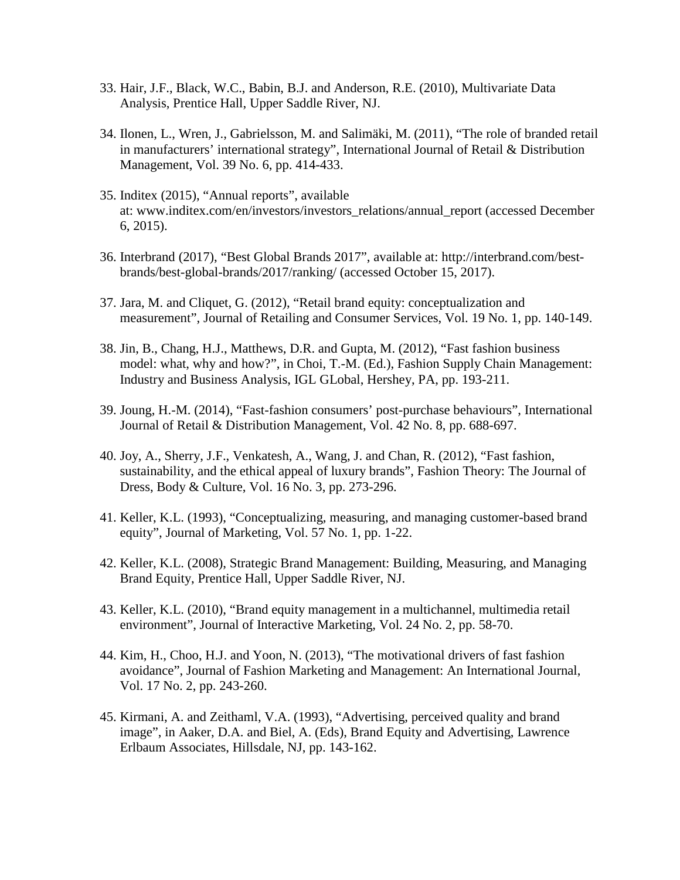33. Hair, J.F., Black, W.C., Babin, B.J. and Anderson, R.E. (2010), Multivariate Data Analysis, Prentice Hall, Upper Saddle River, NJ.

34. Ilonen, L., Wren, J., Gabrielsson, M. and Salimäki, M. (2011), “The role of branded retail in manufacturers’ international strategy”, International Journal of Retail & Distribution Management, Vol. 39 No. 6, pp. 414-433.

35. Inditex (2015), “Annual reports”, available at: www.inditex.com/en/investors/investors_relations/annual_report (accessed December 6, 2015).

36. Interbrand (2017), “Best Global Brands 2017”, available at: http://interbrand.com/best-brands/best-global-brands/2017/ranking/ (accessed October 15, 2017).

37. Jara, M. and Cliquet, G. (2012), “Retail brand equity: conceptualization and measurement”, Journal of Retailing and Consumer Services, Vol. 19 No. 1, pp. 140-149.

38. Jin, B., Chang, H.J., Matthews, D.R. and Gupta, M. (2012), “Fast fashion business model: what, why and how?”, in Choi, T.-M. (Ed.), Fashion Supply Chain Management: Industry and Business Analysis, IGL GLobal, Hershey, PA, pp. 193-211.

39. Joung, H.-M. (2014), “Fast-fashion consumers’ post-purchase behaviours”, International Journal of Retail & Distribution Management, Vol. 42 No. 8, pp. 688-697.

40. Joy, A., Sherry, J.F., Venkatesh, A., Wang, J. and Chan, R. (2012), “Fast fashion, sustainability, and the ethical appeal of luxury brands”, Fashion Theory: The Journal of Dress, Body & Culture, Vol. 16 No. 3, pp. 273-296.

41. Keller, K.L. (1993), “Conceptualizing, measuring, and managing customer-based brand equity”, Journal of Marketing, Vol. 57 No. 1, pp. 1-22.

42. Keller, K.L. (2008), Strategic Brand Management: Building, Measuring, and Managing Brand Equity, Prentice Hall, Upper Saddle River, NJ.

43. Keller, K.L. (2010), “Brand equity management in a multichannel, multimedia retail environment”, Journal of Interactive Marketing, Vol. 24 No. 2, pp. 58-70.

44. Kim, H., Choo, H.J. and Yoon, N. (2013), “The motivational drivers of fast fashion avoidance”, Journal of Fashion Marketing and Management: An International Journal, Vol. 17 No. 2, pp. 243-260.

45. Kirmani, A. and Zeithaml, V.A. (1993), “Advertising, perceived quality and brand image”, in Aaker, D.A. and Biel, A. (Eds), Brand Equity and Advertising, Lawrence Erlbaum Associates, Hillsdale, NJ, pp. 143-162.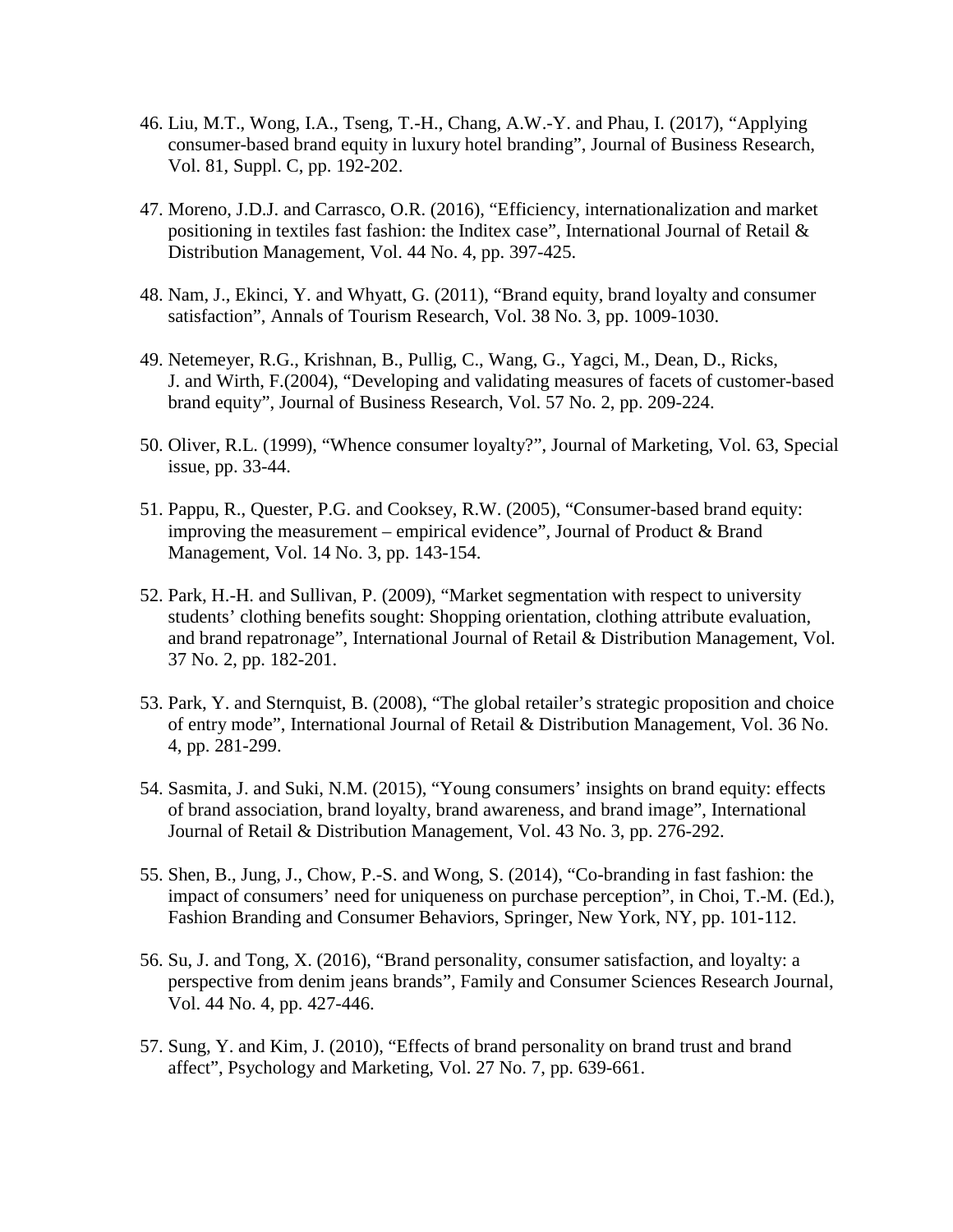46. Liu, M.T., Wong, I.A., Tseng, T.-H., Chang, A.W.-Y. and Phau, I. (2017), “Applying consumer-based brand equity in luxury hotel branding”, Journal of Business Research, Vol. 81, Suppl. C, pp. 192-202.

47. Moreno, J.D.J. and Carrasco, O.R. (2016), “Efficiency, internationalization and market positioning in textiles fast fashion: the Inditex case”, International Journal of Retail & Distribution Management, Vol. 44 No. 4, pp. 397-425.

48. Nam, J., Ekinci, Y. and Whyatt, G. (2011), “Brand equity, brand loyalty and consumer satisfaction”, Annals of Tourism Research, Vol. 38 No. 3, pp. 1009-1030.

49. Netemeyer, R.G., Krishnan, B., Pullig, C., Wang, G., Yagci, M., Dean, D., Ricks, J. and Wirth, F.(2004), “Developing and validating measures of facets of customer-based brand equity”, Journal of Business Research, Vol. 57 No. 2, pp. 209-224.

50. Oliver, R.L. (1999), “Whence consumer loyalty?”, Journal of Marketing, Vol. 63, Special issue, pp. 33-44.

51. Pappu, R., Quester, P.G. and Cooksey, R.W. (2005), “Consumer-based brand equity: improving the measurement – empirical evidence”, Journal of Product & Brand Management, Vol. 14 No. 3, pp. 143-154.

52. Park, H.-H. and Sullivan, P. (2009), “Market segmentation with respect to university students’ clothing benefits sought: Shopping orientation, clothing attribute evaluation, and brand repatronage”, International Journal of Retail & Distribution Management, Vol. 37 No. 2, pp. 182-201.

53. Park, Y. and Sternquist, B. (2008), “The global retailer’s strategic proposition and choice of entry mode”, International Journal of Retail & Distribution Management, Vol. 36 No. 4, pp. 281-299.

54. Sasmita, J. and Suki, N.M. (2015), “Young consumers’ insights on brand equity: effects of brand association, brand loyalty, brand awareness, and brand image”, International Journal of Retail & Distribution Management, Vol. 43 No. 3, pp. 276-292.

55. Shen, B., Jung, J., Chow, P.-S. and Wong, S. (2014), “Co-branding in fast fashion: the impact of consumers’ need for uniqueness on purchase perception”, in Choi, T.-M. (Ed.), Fashion Branding and Consumer Behaviors, Springer, New York, NY, pp. 101-112.

56. Su, J. and Tong, X. (2016), “Brand personality, consumer satisfaction, and loyalty: a perspective from denim jeans brands”, Family and Consumer Sciences Research Journal, Vol. 44 No. 4, pp. 427-446.

57. Sung, Y. and Kim, J. (2010), “Effects of brand personality on brand trust and brand affect”, Psychology and Marketing, Vol. 27 No. 7, pp. 639-661.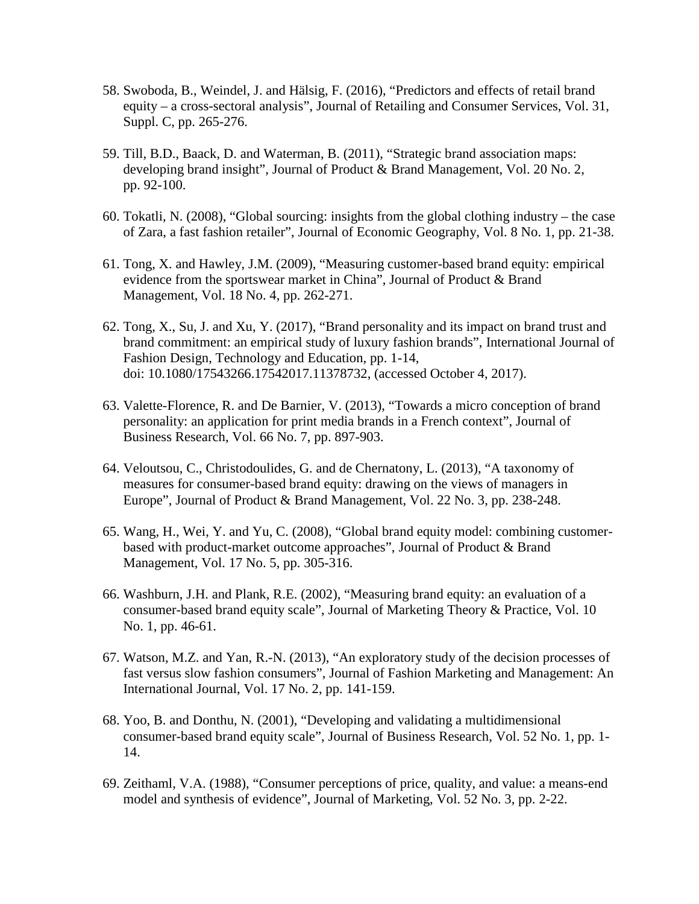58. Swoboda, B., Weindel, J. and Hälsig, F. (2016), “Predictors and effects of retail brand equity – a cross-sectoral analysis”, Journal of Retailing and Consumer Services, Vol. 31, Suppl. C, pp. 265-276.

59. Till, B.D., Baack, D. and Waterman, B. (2011), “Strategic brand association maps: developing brand insight”, Journal of Product & Brand Management, Vol. 20 No. 2, pp. 92-100.

60. Tokatli, N. (2008), “Global sourcing: insights from the global clothing industry – the case of Zara, a fast fashion retailer”, Journal of Economic Geography, Vol. 8 No. 1, pp. 21-38.

61. Tong, X. and Hawley, J.M. (2009), “Measuring customer-based brand equity: empirical evidence from the sportswear market in China”, Journal of Product & Brand Management, Vol. 18 No. 4, pp. 262-271.

62. Tong, X., Su, J. and Xu, Y. (2017), “Brand personality and its impact on brand trust and brand commitment: an empirical study of luxury fashion brands”, International Journal of Fashion Design, Technology and Education, pp. 1-14, doi: 10.1080/17543266.17542017.11378732, (accessed October 4, 2017).

63. Valette-Florence, R. and De Barnier, V. (2013), “Towards a micro conception of brand personality: an application for print media brands in a French context”, Journal of Business Research, Vol. 66 No. 7, pp. 897-903.

64. Veloutsou, C., Christodoulides, G. and de Chernatony, L. (2013), “A taxonomy of measures for consumer-based brand equity: drawing on the views of managers in Europe”, Journal of Product & Brand Management, Vol. 22 No. 3, pp. 238-248.

65. Wang, H., Wei, Y. and Yu, C. (2008), “Global brand equity model: combining customer-based with product-market outcome approaches”, Journal of Product & Brand Management, Vol. 17 No. 5, pp. 305-316.

66. Washburn, J.H. and Plank, R.E. (2002), “Measuring brand equity: an evaluation of a consumer-based brand equity scale”, Journal of Marketing Theory & Practice, Vol. 10 No. 1, pp. 46-61.

67. Watson, M.Z. and Yan, R.-N. (2013), “An exploratory study of the decision processes of fast versus slow fashion consumers”, Journal of Fashion Marketing and Management: An International Journal, Vol. 17 No. 2, pp. 141-159.

68. Yoo, B. and Donthu, N. (2001), “Developing and validating a multidimensional consumer-based brand equity scale”, Journal of Business Research, Vol. 52 No. 1, pp. 1-14.

69. Zeithaml, V.A. (1988), “Consumer perceptions of price, quality, and value: a means-end model and synthesis of evidence”, Journal of Marketing, Vol. 52 No. 3, pp. 2-22.